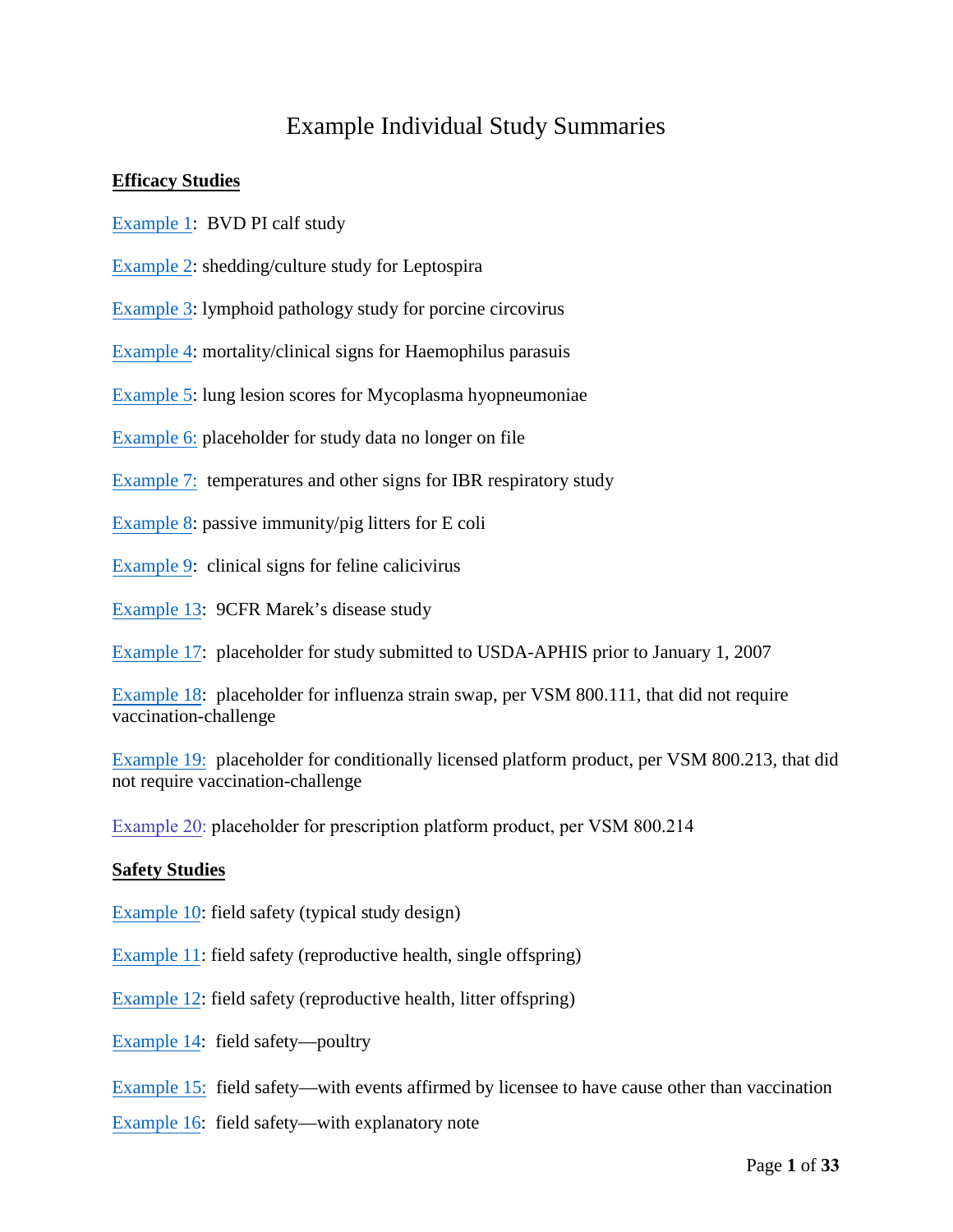# Example Individual Study Summaries

**Efficacy Studies**

Example 1: BVD PI calf study

Example 2: shedding/culture study for Leptospira

Example 3: lymphoid pathology study for porcine circovirus

Example 4: mortality/clinical signs for Haemophilus parasuis

Example 5: lung lesion scores for Mycoplasma hyopneumoniae

Example 6: placeholder for study data no longer on file

Example 7: temperatures and other signs for IBR respiratory study

Example 8: passive immunity/pig litters for E coli

Example 9: clinical signs for feline calicivirus

Example 13: 9CFR Marek's disease study

Example 17: placeholder for study submitted to USDA-APHIS prior to January 1, 2007

Example 18: placeholder for influenza strain swap, per VSM 800.111, that did not require vaccination-challenge

Example 19: placeholder for conditionally licensed platform product, per VSM 800.213, that did not require vaccination-challenge

Example 20: placeholder for prescription platform product, per VSM 800.214

**Safety Studies**

Example 10: field safety (typical study design)

Example 11: field safety (reproductive health, single offspring)

Example 12: field safety (reproductive health, litter offspring)

Example 14: field safety—poultry

Example 15: field safety—with events affirmed by licensee to have cause other than vaccination

Example 16: field safety—with explanatory note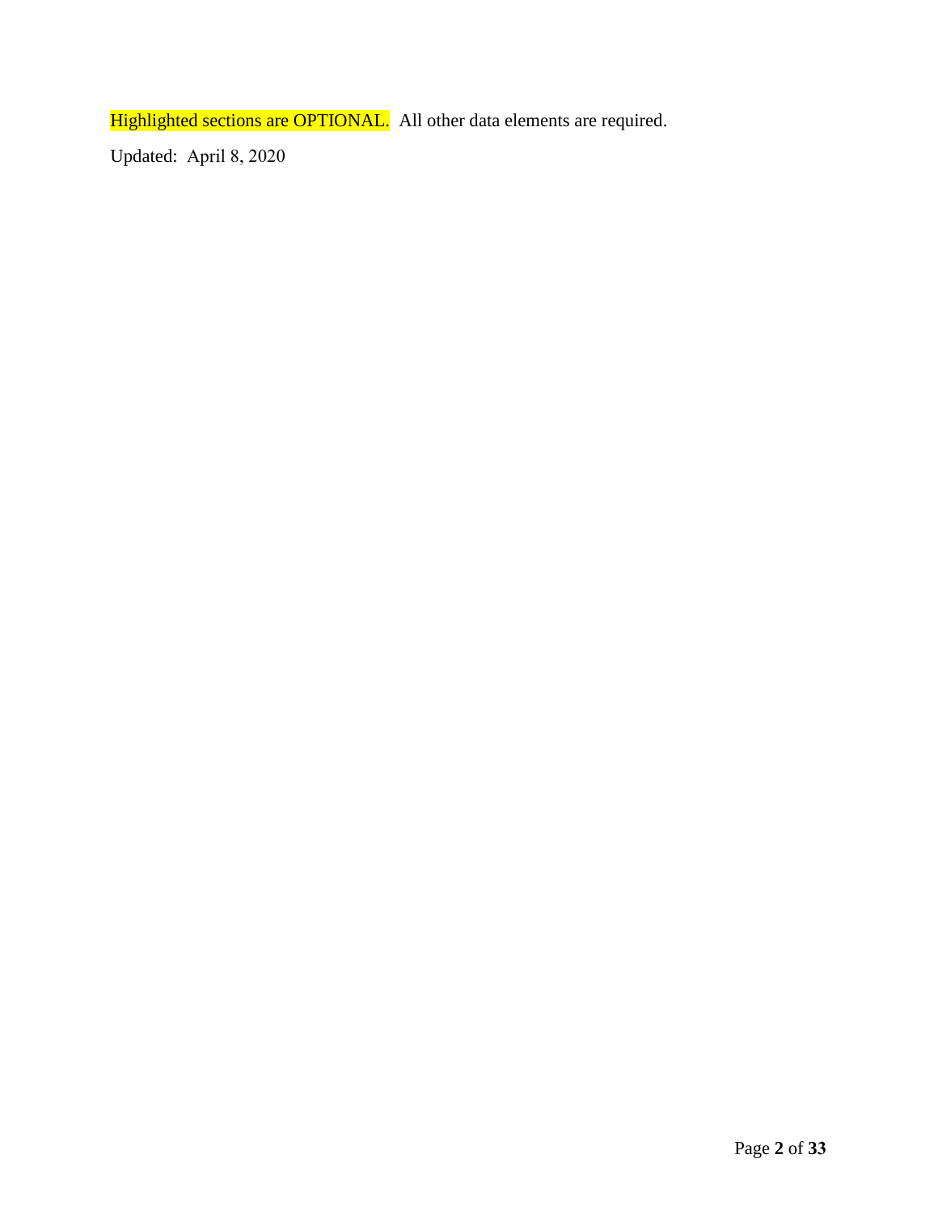Highlighted sections are OPTIONAL.  All other data elements are required.

Updated:  April 8, 2020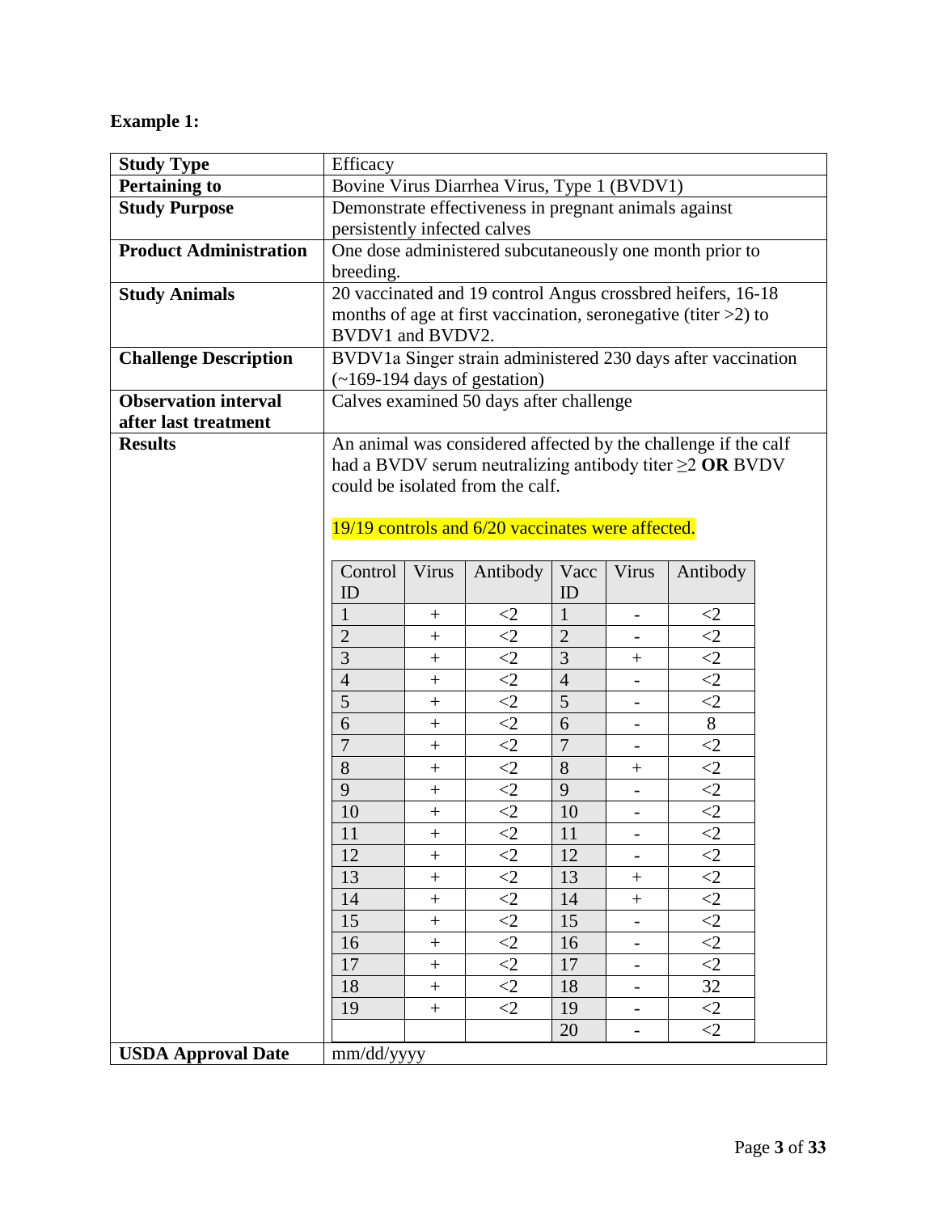**Example 1:**

| **Study Type** | Efficacy |
|---|---|
| **Pertaining to** | Bovine Virus Diarrhea Virus, Type 1 (BVDV1) |
| **Study Purpose** | Demonstrate effectiveness in pregnant animals against persistently infected calves |
| **Product Administration** | One dose administered subcutaneously one month prior to breeding. |
| **Study Animals** | 20 vaccinated and 19 control Angus crossbred heifers, 16-18 months of age at first vaccination, seronegative (titer >2) to BVDV1 and BVDV2. |
| **Challenge Description** | BVDV1a Singer strain administered 230 days after vaccination (~169-194 days of gestation) |
| **Observation interval after last treatment** | Calves examined 50 days after challenge |
| **Results** | An animal was considered affected by the challenge if the calf had a BVDV serum neutralizing antibody titer ≥2 **OR** BVDV could be isolated from the calf.<br><br>19/19 controls and 6/20 vaccinates were affected. |
| **USDA Approval Date** | mm/dd/yyyy |

| Control ID | Virus | Antibody | Vacc ID | Virus | Antibody |
|---|---|---|---|---|---|
| 1 | + | <2 | 1 | - | <2 |
| 2 | + | <2 | 2 | - | <2 |
| 3 | + | <2 | 3 | + | <2 |
| 4 | + | <2 | 4 | - | <2 |
| 5 | + | <2 | 5 | - | <2 |
| 6 | + | <2 | 6 | - | 8 |
| 7 | + | <2 | 7 | - | <2 |
| 8 | + | <2 | 8 | + | <2 |
| 9 | + | <2 | 9 | - | <2 |
| 10 | + | <2 | 10 | - | <2 |
| 11 | + | <2 | 11 | - | <2 |
| 12 | + | <2 | 12 | - | <2 |
| 13 | + | <2 | 13 | + | <2 |
| 14 | + | <2 | 14 | + | <2 |
| 15 | + | <2 | 15 | - | <2 |
| 16 | + | <2 | 16 | - | <2 |
| 17 | + | <2 | 17 | - | <2 |
| 18 | + | <2 | 18 | - | 32 |
| 19 | + | <2 | 19 | - | <2 |
| | | | 20 | - | <2 |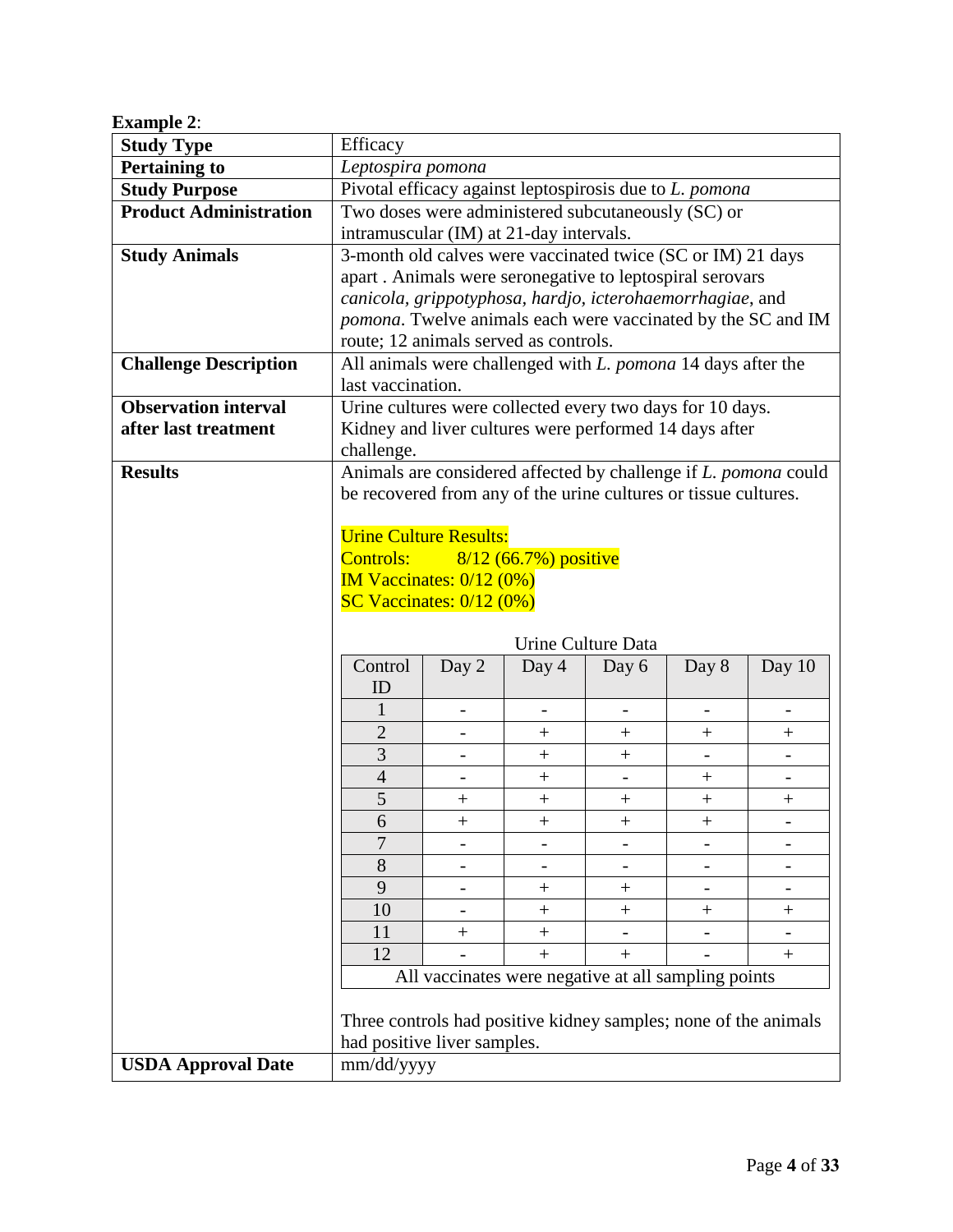**Example 2**:

| **Study Type** | Efficacy |
|---|---|
| **Pertaining to** | *Leptospira pomona* |
| **Study Purpose** | Pivotal efficacy against leptospirosis due to *L. pomona* |
| **Product Administration** | Two doses were administered subcutaneously (SC) or intramuscular (IM) at 21-day intervals. |
| **Study Animals** | 3-month old calves were vaccinated twice (SC or IM) 21 days apart . Animals were seronegative to leptospiral serovars *canicola*, *grippotyphosa*, *hardjo*, *icterohaemorrhagiae*, and *pomona*. Twelve animals each were vaccinated by the SC and IM route; 12 animals served as controls. |
| **Challenge Description** | All animals were challenged with *L. pomona* 14 days after the last vaccination. |
| **Observation interval after last treatment** | Urine cultures were collected every two days for 10 days. Kidney and liver cultures were performed 14 days after challenge. |
| **Results** | Animals are considered affected by challenge if *L. pomona* could be recovered from any of the urine cultures or tissue cultures.<br><br>Urine Culture Results:<br>Controls: 8/12 (66.7%) positive<br>IM Vaccinates: 0/12 (0%)<br>SC Vaccinates: 0/12 (0%)<br><br>(See Urine Culture Data table below)<br><br>Three controls had positive kidney samples; none of the animals had positive liver samples. |
| **USDA Approval Date** | mm/dd/yyyy |

Urine Culture Data

| Control ID | Day 2 | Day 4 | Day 6 | Day 8 | Day 10 |
|---|---|---|---|---|---|
| 1 | - | - | - | - | - |
| 2 | - | + | + | + | + |
| 3 | - | + | + | - | - |
| 4 | - | + | - | + | - |
| 5 | + | + | + | + | + |
| 6 | + | + | + | + | - |
| 7 | - | - | - | - | - |
| 8 | - | - | - | - | - |
| 9 | - | + | + | - | - |
| 10 | - | + | + | + | + |
| 11 | + | + | - | - | - |
| 12 | - | + | + | - | + |
| All vaccinates were negative at all sampling points | | | | | |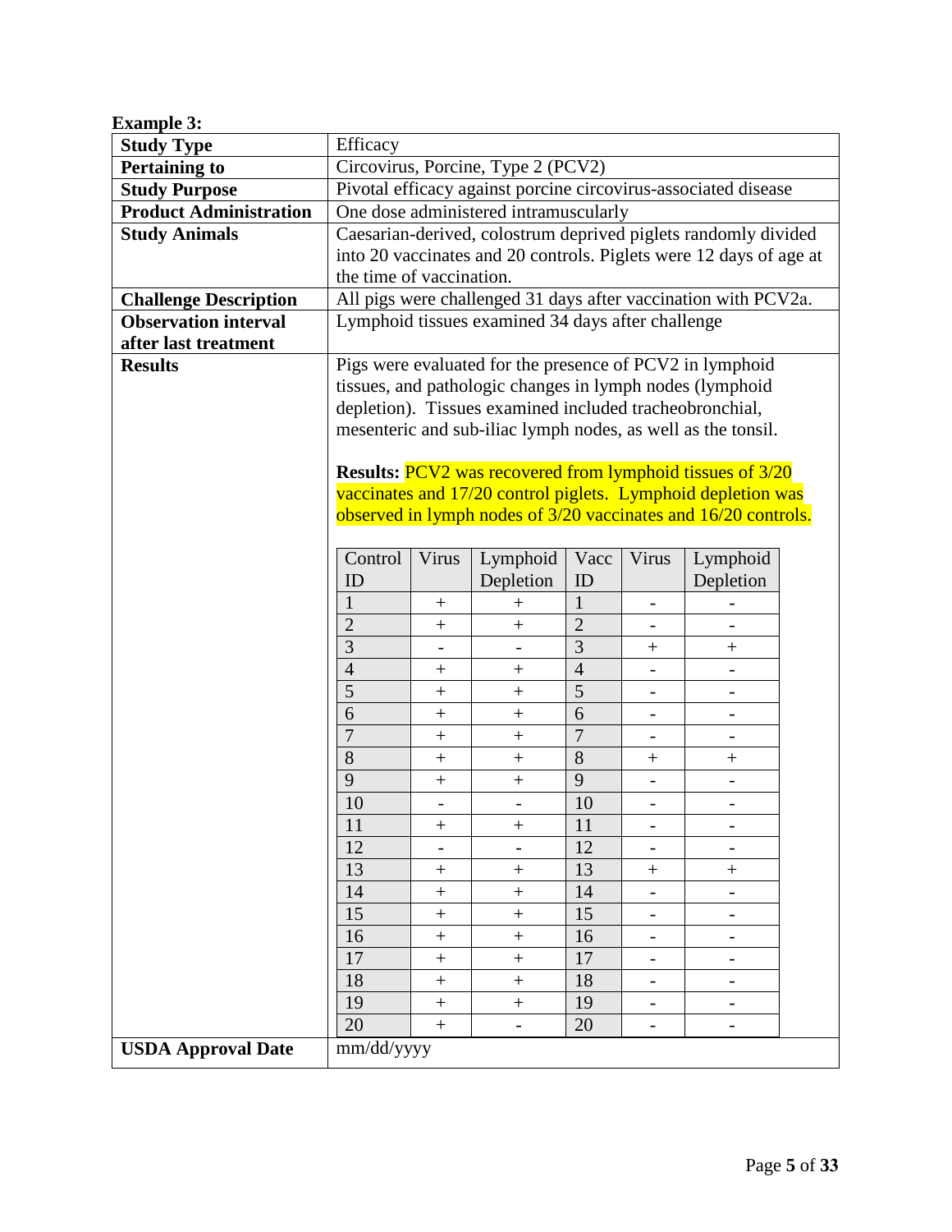**Example 3:**

| **Study Type** | Efficacy |
|---|---|
| **Pertaining to** | Circovirus, Porcine, Type 2 (PCV2) |
| **Study Purpose** | Pivotal efficacy against porcine circovirus-associated disease |
| **Product Administration** | One dose administered intramuscularly |
| **Study Animals** | Caesarian-derived, colostrum deprived piglets randomly divided into 20 vaccinates and 20 controls. Piglets were 12 days of age at the time of vaccination. |
| **Challenge Description** | All pigs were challenged 31 days after vaccination with PCV2a. |
| **Observation interval after last treatment** | Lymphoid tissues examined 34 days after challenge |
| **Results** | Pigs were evaluated for the presence of PCV2 in lymphoid tissues, and pathologic changes in lymph nodes (lymphoid depletion). Tissues examined included tracheobronchial, mesenteric and sub-iliac lymph nodes, as well as the tonsil. **Results:** PCV2 was recovered from lymphoid tissues of 3/20 vaccinates and 17/20 control piglets. Lymphoid depletion was observed in lymph nodes of 3/20 vaccinates and 16/20 controls. |
| **USDA Approval Date** | mm/dd/yyyy |

| Control ID | Virus | Lymphoid Depletion | Vacc ID | Virus | Lymphoid Depletion |
|---|---|---|---|---|---|
| 1 | + | + | 1 | - | - |
| 2 | + | + | 2 | - | - |
| 3 | - | - | 3 | + | + |
| 4 | + | + | 4 | - | - |
| 5 | + | + | 5 | - | - |
| 6 | + | + | 6 | - | - |
| 7 | + | + | 7 | - | - |
| 8 | + | + | 8 | + | + |
| 9 | + | + | 9 | - | - |
| 10 | - | - | 10 | - | - |
| 11 | + | + | 11 | - | - |
| 12 | - | - | 12 | - | - |
| 13 | + | + | 13 | + | + |
| 14 | + | + | 14 | - | - |
| 15 | + | + | 15 | - | - |
| 16 | + | + | 16 | - | - |
| 17 | + | + | 17 | - | - |
| 18 | + | + | 18 | - | - |
| 19 | + | + | 19 | - | - |
| 20 | + | - | 20 | - | - |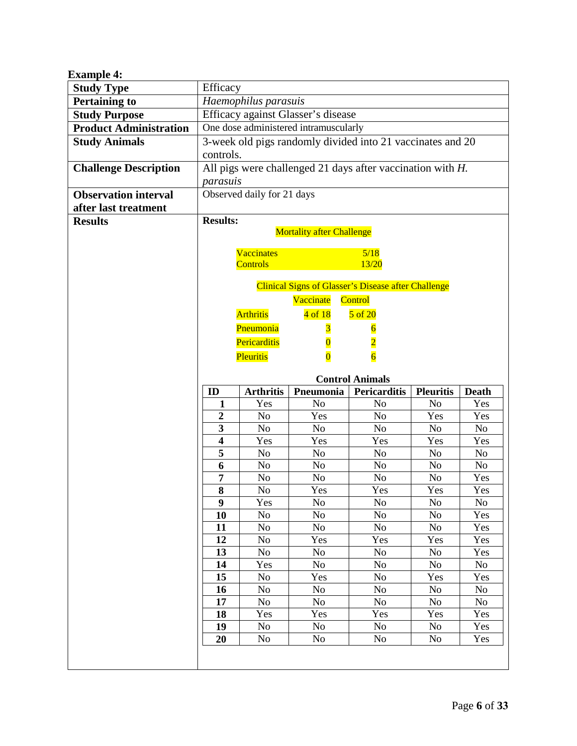**Example 4:**

| **Study Type** | Efficacy |
|---|---|
| **Pertaining to** | *Haemophilus parasuis* |
| **Study Purpose** | Efficacy against Glasser's disease |
| **Product Administration** | One dose administered intramuscularly |
| **Study Animals** | 3-week old pigs randomly divided into 21 vaccinates and 20 controls. |
| **Challenge Description** | All pigs were challenged 21 days after vaccination with *H. parasuis* |
| **Observation interval after last treatment** | Observed daily for 21 days |
| **Results** | **Results:** (see below) |

**Results:**

Mortality after Challenge

| | |
|---|---|
| Vaccinates | 5/18 |
| Controls | 13/20 |

Clinical Signs of Glasser's Disease after Challenge

| | Vaccinate | Control |
|---|---|---|
| Arthritis | 4 of 18 | 5 of 20 |
| Pneumonia | 3 | 6 |
| Pericarditis | 0 | 2 |
| Pleuritis | 0 | 6 |

**Control Animals**

| ID | Arthritis | Pneumonia | Pericarditis | Pleuritis | Death |
|---|---|---|---|---|---|
| **1** | Yes | No | No | No | Yes |
| **2** | No | Yes | No | Yes | Yes |
| **3** | No | No | No | No | No |
| **4** | Yes | Yes | Yes | Yes | Yes |
| **5** | No | No | No | No | No |
| **6** | No | No | No | No | No |
| **7** | No | No | No | No | Yes |
| **8** | No | Yes | Yes | Yes | Yes |
| **9** | Yes | No | No | No | No |
| **10** | No | No | No | No | Yes |
| **11** | No | No | No | No | Yes |
| **12** | No | Yes | Yes | Yes | Yes |
| **13** | No | No | No | No | Yes |
| **14** | Yes | No | No | No | No |
| **15** | No | Yes | No | Yes | Yes |
| **16** | No | No | No | No | No |
| **17** | No | No | No | No | No |
| **18** | Yes | Yes | Yes | Yes | Yes |
| **19** | No | No | No | No | Yes |
| **20** | No | No | No | No | Yes |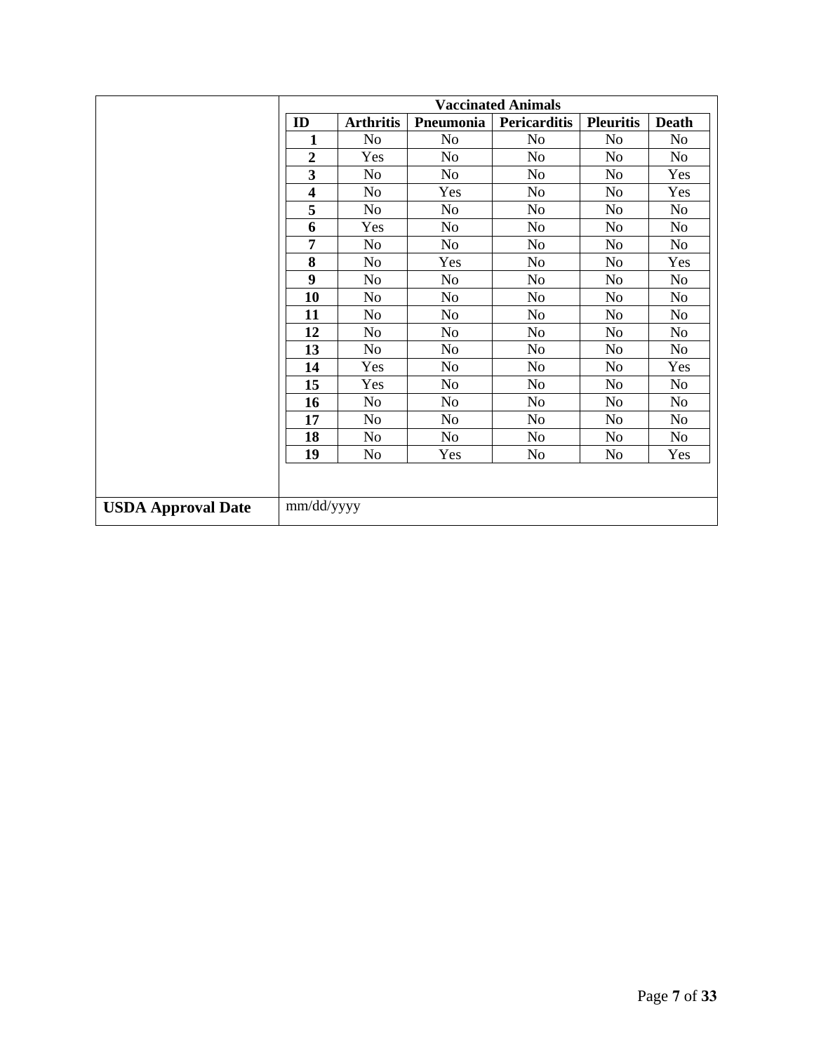| | Vaccinated Animals | | | | | |
|---|---|---|---|---|---|---|
| | **ID** | **Arthritis** | **Pneumonia** | **Pericarditis** | **Pleuritis** | **Death** |
| | **1** | No | No | No | No | No |
| | **2** | Yes | No | No | No | No |
| | **3** | No | No | No | No | Yes |
| | **4** | No | Yes | No | No | Yes |
| | **5** | No | No | No | No | No |
| | **6** | Yes | No | No | No | No |
| | **7** | No | No | No | No | No |
| | **8** | No | Yes | No | No | Yes |
| | **9** | No | No | No | No | No |
| | **10** | No | No | No | No | No |
| | **11** | No | No | No | No | No |
| | **12** | No | No | No | No | No |
| | **13** | No | No | No | No | No |
| | **14** | Yes | No | No | No | Yes |
| | **15** | Yes | No | No | No | No |
| | **16** | No | No | No | No | No |
| | **17** | No | No | No | No | No |
| | **18** | No | No | No | No | No |
| | **19** | No | Yes | No | No | Yes |
| **USDA Approval Date** | mm/dd/yyyy | | | | | |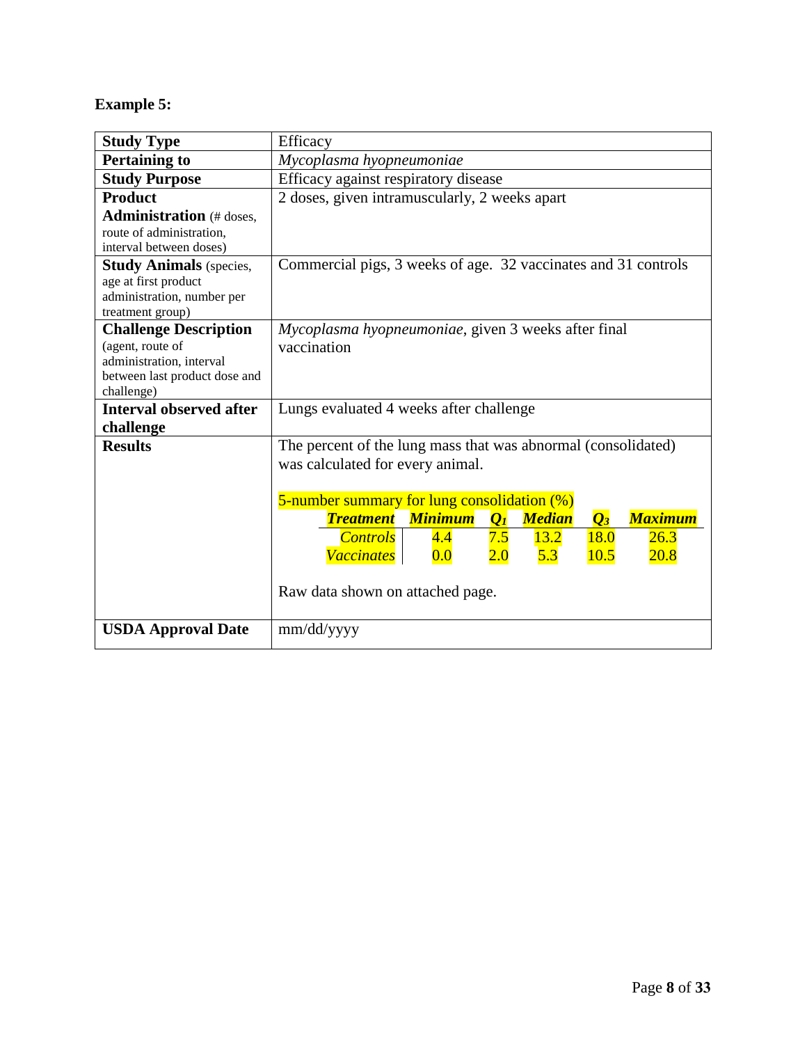**Example 5:**

| **Study Type** | Efficacy |
|---|---|
| **Pertaining to** | *Mycoplasma hyopneumoniae* |
| **Study Purpose** | Efficacy against respiratory disease |
| **Product Administration** (# doses, route of administration, interval between doses) | 2 doses, given intramuscularly, 2 weeks apart |
| **Study Animals** (species, age at first product administration, number per treatment group) | Commercial pigs, 3 weeks of age. 32 vaccinates and 31 controls |
| **Challenge Description** (agent, route of administration, interval between last product dose and challenge) | *Mycoplasma hyopneumoniae*, given 3 weeks after final vaccination |
| **Interval observed after challenge** | Lungs evaluated 4 weeks after challenge |
| **Results** | The percent of the lung mass that was abnormal (consolidated) was calculated for every animal.<br><br>5-number summary for lung consolidation (%)<br><br>*Treatment* / *Minimum* / $Q_1$ / *Median* / $Q_3$ / *Maximum*<br>*Controls*: 4.4 / 7.5 / 13.2 / 18.0 / 26.3<br>*Vaccinates*: 0.0 / 2.0 / 5.3 / 10.5 / 20.8<br><br>Raw data shown on attached page. |
| **USDA Approval Date** | mm/dd/yyyy |

5-number summary for lung consolidation (%)

| ***Treatment*** | ***Minimum*** | $Q_1$ | ***Median*** | $Q_3$ | ***Maximum*** |
|---|---|---|---|---|---|
| *Controls* | 4.4 | 7.5 | 13.2 | 18.0 | 26.3 |
| *Vaccinates* | 0.0 | 2.0 | 5.3 | 10.5 | 20.8 |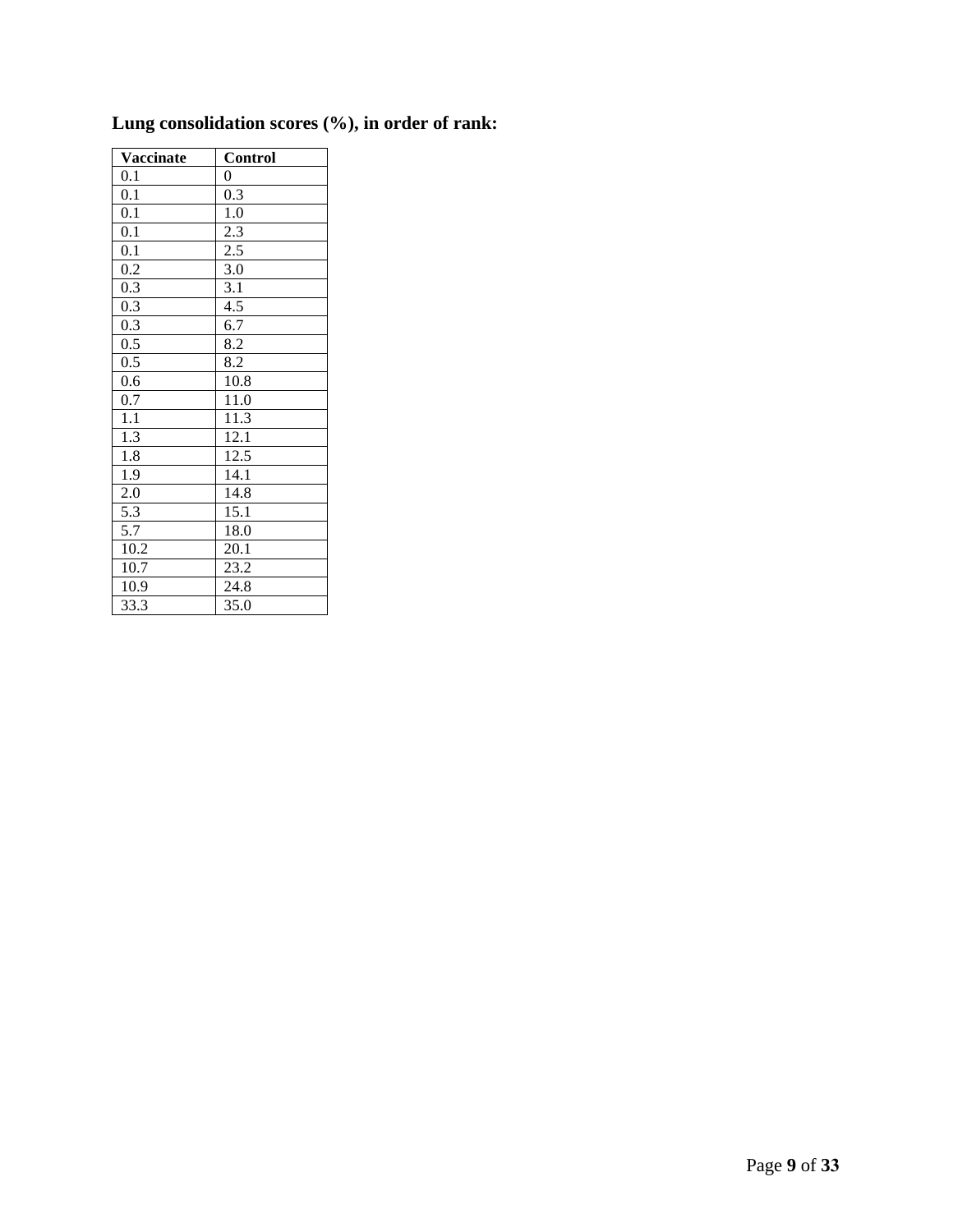**Lung consolidation scores (%), in order of rank:**

| Vaccinate | Control |
|---|---|
| 0.1 | 0 |
| 0.1 | 0.3 |
| 0.1 | 1.0 |
| 0.1 | 2.3 |
| 0.1 | 2.5 |
| 0.2 | 3.0 |
| 0.3 | 3.1 |
| 0.3 | 4.5 |
| 0.3 | 6.7 |
| 0.5 | 8.2 |
| 0.5 | 8.2 |
| 0.6 | 10.8 |
| 0.7 | 11.0 |
| 1.1 | 11.3 |
| 1.3 | 12.1 |
| 1.8 | 12.5 |
| 1.9 | 14.1 |
| 2.0 | 14.8 |
| 5.3 | 15.1 |
| 5.7 | 18.0 |
| 10.2 | 20.1 |
| 10.7 | 23.2 |
| 10.9 | 24.8 |
| 33.3 | 35.0 |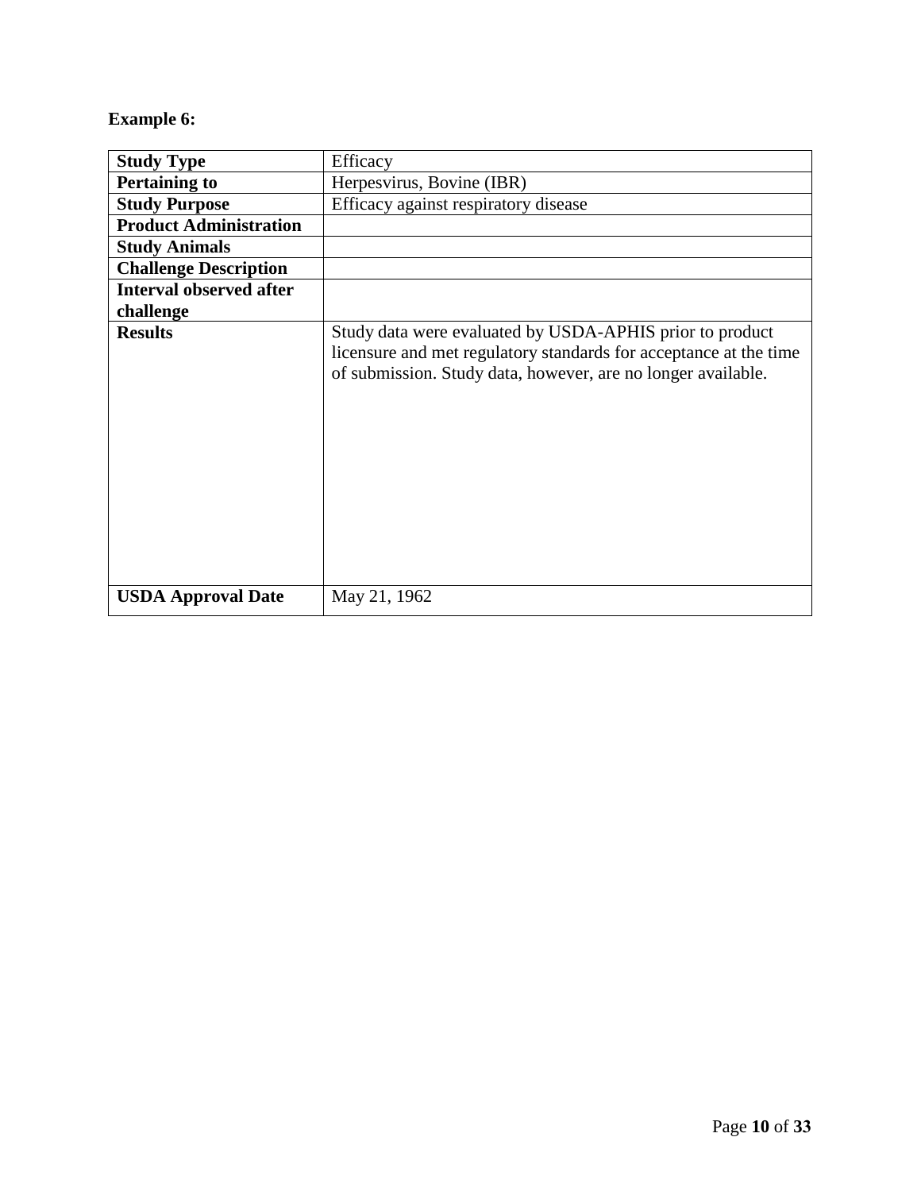**Example 6:**

| **Study Type** | Efficacy |
|---|---|
| **Pertaining to** | Herpesvirus, Bovine (IBR) |
| **Study Purpose** | Efficacy against respiratory disease |
| **Product Administration** | |
| **Study Animals** | |
| **Challenge Description** | |
| **Interval observed after challenge** | |
| **Results** | Study data were evaluated by USDA-APHIS prior to product licensure and met regulatory standards for acceptance at the time of submission. Study data, however, are no longer available. |
| **USDA Approval Date** | May 21, 1962 |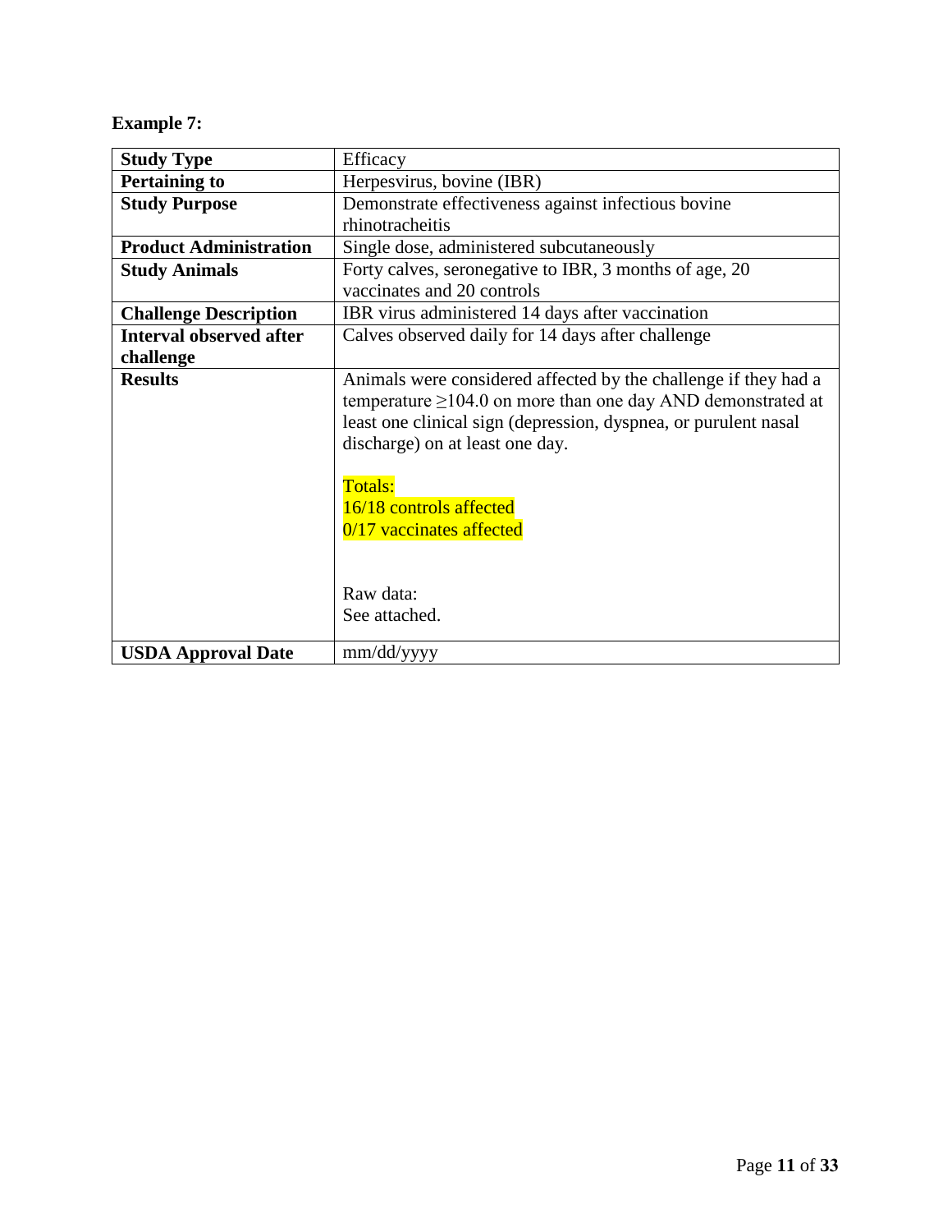**Example 7:**

| **Study Type** | Efficacy |
|---|---|
| **Pertaining to** | Herpesvirus, bovine (IBR) |
| **Study Purpose** | Demonstrate effectiveness against infectious bovine rhinotracheitis |
| **Product Administration** | Single dose, administered subcutaneously |
| **Study Animals** | Forty calves, seronegative to IBR, 3 months of age, 20 vaccinates and 20 controls |
| **Challenge Description** | IBR virus administered 14 days after vaccination |
| **Interval observed after challenge** | Calves observed daily for 14 days after challenge |
| **Results** | Animals were considered affected by the challenge if they had a temperature ≥104.0 on more than one day AND demonstrated at least one clinical sign (depression, dyspnea, or purulent nasal discharge) on at least one day.<br><br>Totals:<br>16/18 controls affected<br>0/17 vaccinates affected<br><br>Raw data:<br>See attached. |
| **USDA Approval Date** | mm/dd/yyyy |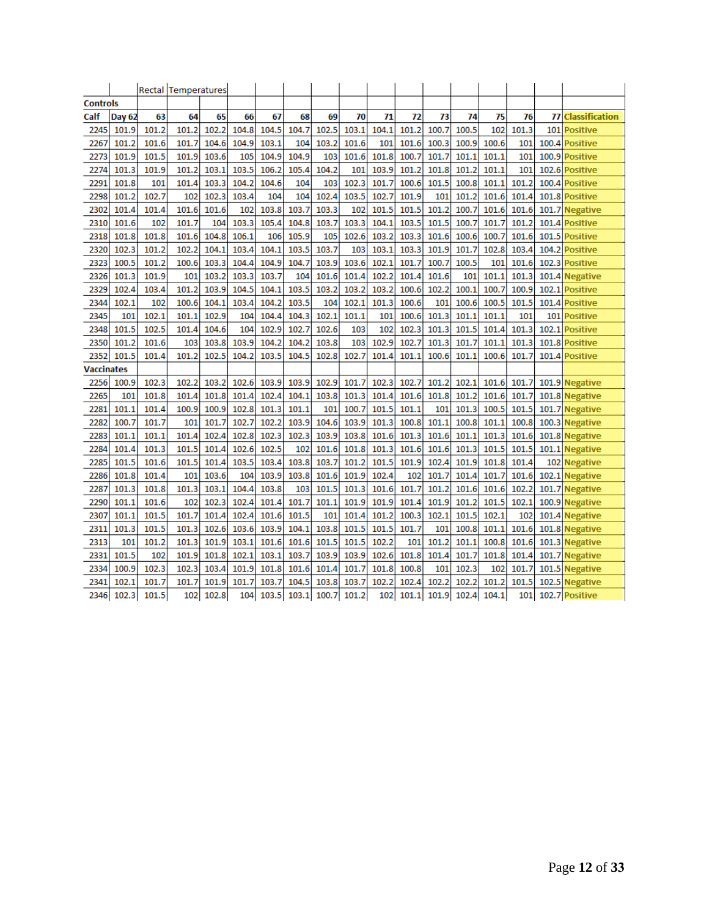| | | Rectal Temperatures | | | | | | | | | | | | | | | |
|---|---|---|---|---|---|---|---|---|---|---|---|---|---|---|---|---|---|
| **Controls** | | | | | | | | | | | | | | | | | |
| **Calf** | **Day 62** | **63** | **64** | **65** | **66** | **67** | **68** | **69** | **70** | **71** | **72** | **73** | **74** | **75** | **76** | **77** | **Classification** |
| 2245 | 101.9 | 101.2 | 101.2 | 102.2 | 104.8 | 104.5 | 104.7 | 102.5 | 103.1 | 104.1 | 101.2 | 100.7 | 100.5 | 102 | 101.3 | 101 | Positive |
| 2267 | 101.2 | 101.6 | 101.7 | 104.6 | 104.9 | 103.1 | 104 | 103.2 | 101.6 | 101 | 101.6 | 100.3 | 100.9 | 100.6 | 101 | 100.4 | Positive |
| 2273 | 101.9 | 101.5 | 101.9 | 103.6 | 105 | 104.9 | 104.9 | 103 | 101.6 | 101.8 | 100.7 | 101.7 | 101.1 | 101.1 | 101 | 100.9 | Positive |
| 2274 | 101.3 | 101.9 | 101.2 | 103.1 | 103.5 | 106.2 | 105.4 | 104.2 | 101 | 103.9 | 101.2 | 101.8 | 101.2 | 101.1 | 101 | 102.6 | Positive |
| 2291 | 101.8 | 101 | 101.4 | 103.3 | 104.2 | 104.6 | 104 | 103 | 102.3 | 101.7 | 100.6 | 101.5 | 100.8 | 101.1 | 101.2 | 100.4 | Positive |
| 2298 | 101.2 | 102.7 | 102 | 102.3 | 103.4 | 104 | 104 | 102.4 | 103.5 | 102.7 | 101.9 | 101 | 101.2 | 101.6 | 101.4 | 101.8 | Positive |
| 2302 | 101.4 | 101.4 | 101.6 | 101.6 | 102 | 103.8 | 103.7 | 103.3 | 102 | 101.5 | 101.5 | 101.2 | 100.7 | 101.6 | 101.6 | 101.7 | Negative |
| 2310 | 101.6 | 102 | 101.7 | 104 | 103.3 | 105.4 | 104.8 | 103.7 | 103.3 | 104.1 | 103.5 | 101.5 | 100.7 | 101.7 | 101.2 | 101.4 | Positive |
| 2318 | 101.8 | 101.8 | 101.6 | 104.8 | 106.1 | 106 | 105.9 | 105 | 102.6 | 103.2 | 103.3 | 101.6 | 100.6 | 100.7 | 101.6 | 101.5 | Positive |
| 2320 | 102.3 | 101.2 | 102.2 | 104.1 | 103.4 | 104.1 | 103.5 | 103.7 | 103 | 103.1 | 103.3 | 101.9 | 101.7 | 102.8 | 103.4 | 104.2 | Positive |
| 2323 | 100.5 | 101.2 | 100.6 | 103.3 | 104.4 | 104.9 | 104.7 | 103.9 | 103.6 | 102.1 | 101.7 | 100.7 | 100.5 | 101 | 101.6 | 102.3 | Positive |
| 2326 | 101.3 | 101.9 | 101 | 103.2 | 103.3 | 103.7 | 104 | 101.6 | 101.4 | 102.2 | 101.4 | 101.6 | 101 | 101.1 | 101.3 | 101.4 | Negative |
| 2329 | 102.4 | 103.4 | 101.2 | 103.9 | 104.5 | 104.1 | 103.5 | 103.2 | 103.2 | 103.2 | 100.6 | 102.2 | 100.1 | 100.7 | 100.9 | 102.1 | Positive |
| 2344 | 102.1 | 102 | 100.6 | 104.1 | 103.4 | 104.2 | 103.5 | 104 | 102.1 | 101.3 | 100.6 | 101 | 100.6 | 100.5 | 101.5 | 101.4 | Positive |
| 2345 | 101 | 102.1 | 101.1 | 102.9 | 104 | 104.4 | 104.3 | 102.1 | 101.1 | 101 | 100.6 | 101.3 | 101.1 | 101.1 | 101 | 101 | Positive |
| 2348 | 101.5 | 102.5 | 101.4 | 104.6 | 104 | 102.9 | 102.7 | 102.6 | 103 | 102 | 102.3 | 101.3 | 101.5 | 101.4 | 101.3 | 102.1 | Positive |
| 2350 | 101.2 | 101.6 | 103 | 103.8 | 103.9 | 104.2 | 104.2 | 103.8 | 103 | 102.9 | 102.7 | 101.3 | 101.7 | 101.1 | 101.3 | 101.8 | Positive |
| 2352 | 101.5 | 101.4 | 101.2 | 102.5 | 104.2 | 103.5 | 104.5 | 102.8 | 102.7 | 101.4 | 101.1 | 100.6 | 101.1 | 100.6 | 101.7 | 101.4 | Positive |
| **Vaccinates** | | | | | | | | | | | | | | | | | |
| 2256 | 100.9 | 102.3 | 102.2 | 103.2 | 102.6 | 103.9 | 103.9 | 102.9 | 101.7 | 102.3 | 102.7 | 101.2 | 102.1 | 101.6 | 101.7 | 101.9 | Negative |
| 2265 | 101 | 101.8 | 101.4 | 101.8 | 101.4 | 102.4 | 104.1 | 103.8 | 101.3 | 101.4 | 101.6 | 101.8 | 101.2 | 101.6 | 101.7 | 101.8 | Negative |
| 2281 | 101.1 | 101.4 | 100.9 | 100.9 | 102.8 | 101.3 | 101.1 | 101 | 100.7 | 101.5 | 101.1 | 101 | 101.3 | 100.5 | 101.5 | 101.7 | Negative |
| 2282 | 100.7 | 101.7 | 101 | 101.7 | 102.7 | 102.2 | 103.9 | 104.6 | 103.9 | 101.3 | 100.8 | 101.1 | 100.8 | 101.1 | 100.8 | 100.3 | Negative |
| 2283 | 101.1 | 101.1 | 101.4 | 102.4 | 102.8 | 102.3 | 102.3 | 103.9 | 103.8 | 101.6 | 101.3 | 101.6 | 101.1 | 101.3 | 101.6 | 101.8 | Negative |
| 2284 | 101.4 | 101.3 | 101.5 | 101.4 | 102.6 | 102.5 | 102 | 101.6 | 101.8 | 101.3 | 101.6 | 101.6 | 101.3 | 101.5 | 101.5 | 101.1 | Negative |
| 2285 | 101.5 | 101.6 | 101.5 | 101.4 | 103.5 | 103.4 | 103.8 | 103.7 | 101.2 | 101.5 | 101.9 | 102.4 | 101.9 | 101.8 | 101.4 | 102 | Negative |
| 2286 | 101.8 | 101.4 | 101 | 103.6 | 104 | 103.9 | 103.8 | 101.6 | 101.9 | 102.4 | 102 | 101.7 | 101.4 | 101.7 | 101.6 | 102.1 | Negative |
| 2287 | 101.3 | 101.8 | 101.3 | 103.1 | 104.4 | 103.8 | 103 | 101.5 | 101.3 | 101.6 | 101.7 | 101.2 | 101.6 | 101.6 | 102.2 | 101.7 | Negative |
| 2290 | 101.1 | 101.6 | 102 | 102.3 | 102.4 | 101.4 | 101.7 | 101.1 | 101.9 | 101.9 | 101.4 | 101.9 | 101.2 | 101.5 | 102.1 | 100.9 | Negative |
| 2307 | 101.1 | 101.5 | 101.7 | 101.4 | 102.4 | 101.6 | 101.5 | 101 | 101.4 | 101.2 | 100.3 | 102.1 | 101.5 | 102.1 | 102 | 101.4 | Negative |
| 2311 | 101.3 | 101.5 | 101.3 | 102.6 | 103.6 | 103.9 | 104.1 | 103.8 | 101.5 | 101.5 | 101.7 | 101 | 100.8 | 101.1 | 101.6 | 101.8 | Negative |
| 2313 | 101 | 101.2 | 101.3 | 101.9 | 103.1 | 101.6 | 101.6 | 101.5 | 101.5 | 102.2 | 101 | 101.2 | 101.1 | 100.8 | 101.6 | 101.3 | Negative |
| 2331 | 101.5 | 102 | 101.9 | 101.8 | 102.1 | 103.1 | 103.7 | 103.9 | 103.9 | 102.6 | 101.8 | 101.4 | 101.7 | 101.8 | 101.4 | 101.7 | Negative |
| 2334 | 100.9 | 102.3 | 102.3 | 103.4 | 101.9 | 101.8 | 101.6 | 101.4 | 101.7 | 101.8 | 100.8 | 101 | 102.3 | 102 | 101.7 | 101.5 | Negative |
| 2341 | 102.1 | 101.7 | 101.7 | 101.9 | 101.7 | 103.7 | 104.5 | 103.8 | 103.7 | 102.2 | 102.4 | 102.2 | 102.2 | 101.2 | 101.5 | 102.5 | Negative |
| 2346 | 102.3 | 101.5 | 102 | 102.8 | 104 | 103.5 | 103.1 | 100.7 | 101.2 | 102 | 101.1 | 101.9 | 102.4 | 104.1 | 101 | 102.7 | Positive |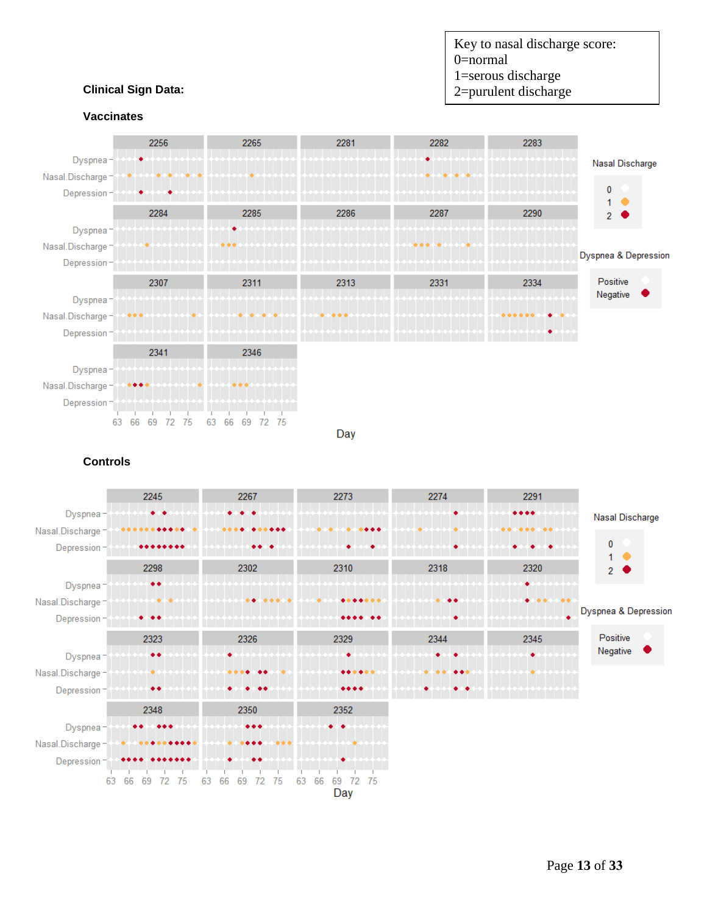**Clinical Sign Data:**

Key to nasal discharge score:
0=normal
1=serous discharge
2=purulent discharge

**Vaccinates**

**Controls**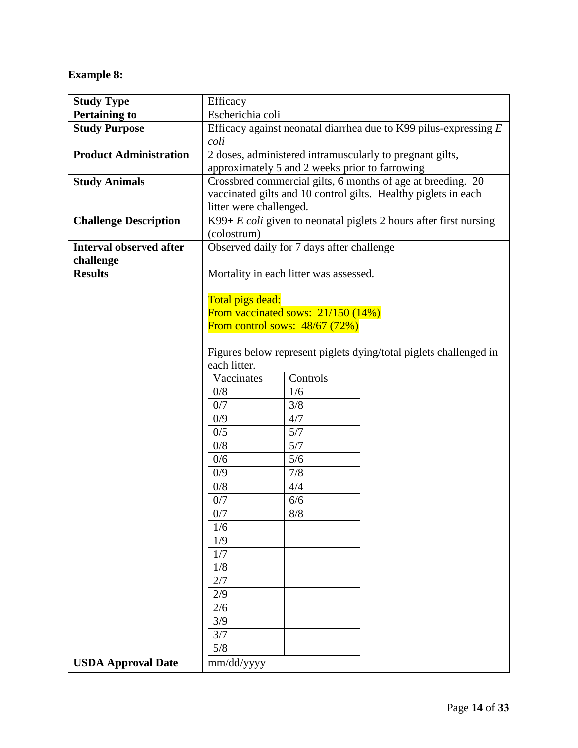**Example 8:**

| **Study Type** | Efficacy |
|---|---|
| **Pertaining to** | Escherichia coli |
| **Study Purpose** | Efficacy against neonatal diarrhea due to K99 pilus-expressing *E coli* |
| **Product Administration** | 2 doses, administered intramuscularly to pregnant gilts, approximately 5 and 2 weeks prior to farrowing |
| **Study Animals** | Crossbred commercial gilts, 6 months of age at breeding. 20 vaccinated gilts and 10 control gilts. Healthy piglets in each litter were challenged. |
| **Challenge Description** | K99+ *E coli* given to neonatal piglets 2 hours after first nursing (colostrum) |
| **Interval observed after challenge** | Observed daily for 7 days after challenge |
| **Results** | Mortality in each litter was assessed.<br><br>Total pigs dead:<br>From vaccinated sows: 21/150 (14%)<br>From control sows: 48/67 (72%)<br><br>Figures below represent piglets dying/total piglets challenged in each litter. |
| **USDA Approval Date** | mm/dd/yyyy |

| Vaccinates | Controls |
|---|---|
| 0/8 | 1/6 |
| 0/7 | 3/8 |
| 0/9 | 4/7 |
| 0/5 | 5/7 |
| 0/8 | 5/7 |
| 0/6 | 5/6 |
| 0/9 | 7/8 |
| 0/8 | 4/4 |
| 0/7 | 6/6 |
| 0/7 | 8/8 |
| 1/6 | |
| 1/9 | |
| 1/7 | |
| 1/8 | |
| 2/7 | |
| 2/9 | |
| 2/6 | |
| 3/9 | |
| 3/7 | |
| 5/8 | |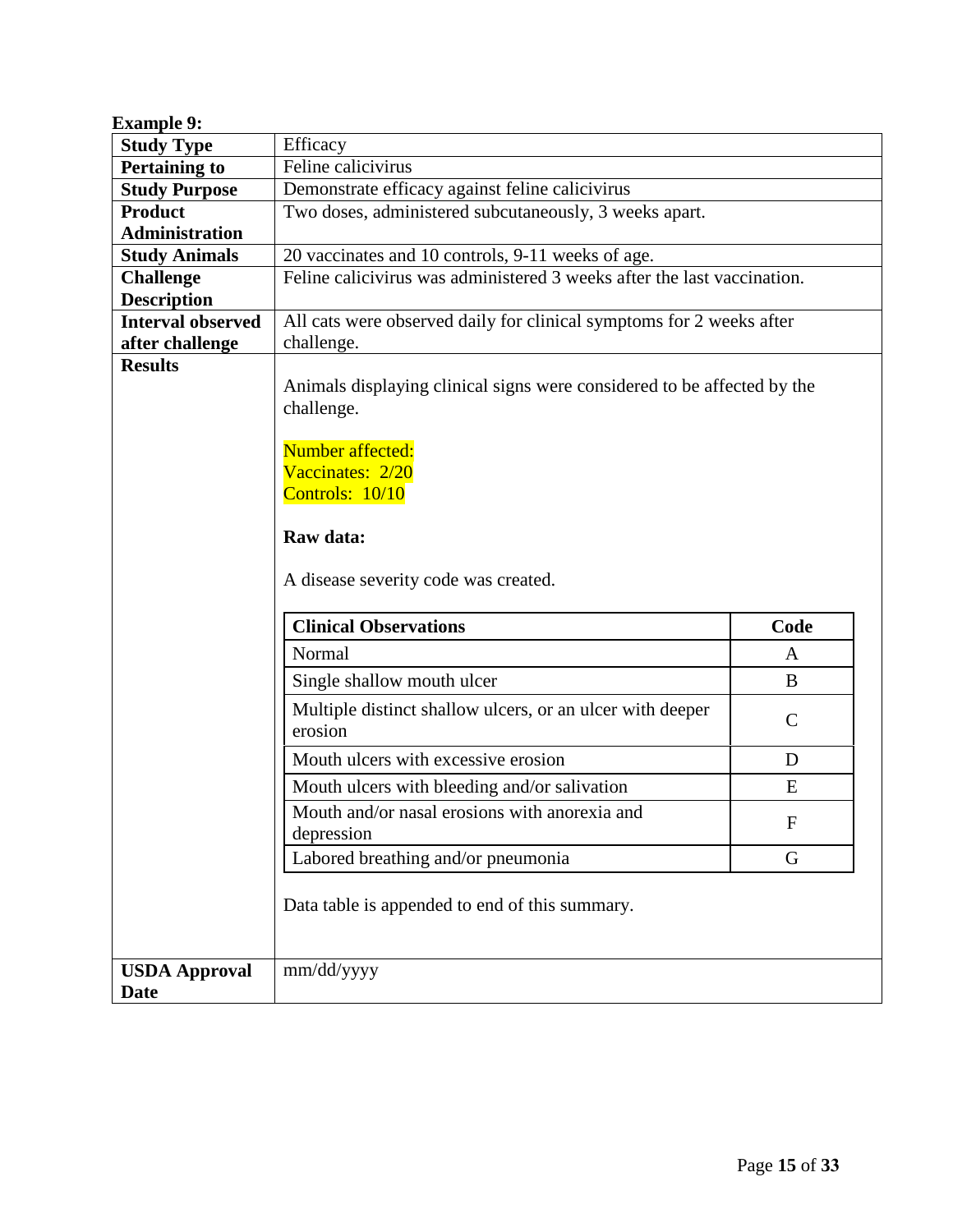**Example 9:**

| Study Type | Efficacy |
| --- | --- |
| **Pertaining to** | Feline calicivirus |
| **Study Purpose** | Demonstrate efficacy against feline calicivirus |
| **Product Administration** | Two doses, administered subcutaneously, 3 weeks apart. |
| **Study Animals** | 20 vaccinates and 10 controls, 9-11 weeks of age. |
| **Challenge Description** | Feline calicivirus was administered 3 weeks after the last vaccination. |
| **Interval observed after challenge** | All cats were observed daily for clinical symptoms for 2 weeks after challenge. |
| **Results** | Animals displaying clinical signs were considered to be affected by the challenge.<br><br>Number affected:<br>Vaccinates: 2/20<br>Controls: 10/10<br><br>**Raw data:**<br><br>A disease severity code was created.<br><br>(see Clinical Observations table below)<br><br>Data table is appended to end of this summary. |
| **USDA Approval Date** | mm/dd/yyyy |

| Clinical Observations | Code |
| --- | --- |
| Normal | A |
| Single shallow mouth ulcer | B |
| Multiple distinct shallow ulcers, or an ulcer with deeper erosion | C |
| Mouth ulcers with excessive erosion | D |
| Mouth ulcers with bleeding and/or salivation | E |
| Mouth and/or nasal erosions with anorexia and depression | F |
| Labored breathing and/or pneumonia | G |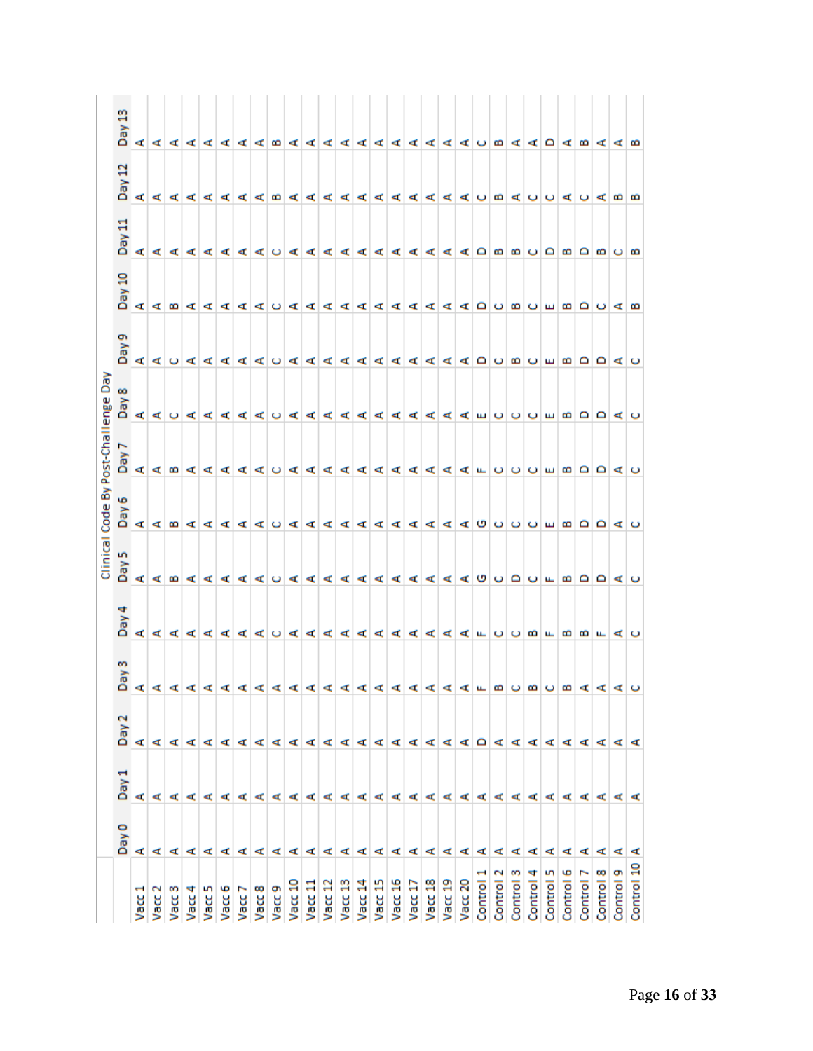| | Clinical Code By Post-Challenge Day | | | | | | | | | | | | | |
|---|---|---|---|---|---|---|---|---|---|---|---|---|---|---|
| | Day 0 | Day 1 | Day 2 | Day 3 | Day 4 | Day 5 | Day 6 | Day 7 | Day 8 | Day 9 | Day 10 | Day 11 | Day 12 | Day 13 |
| Vacc 1 | A | A | A | A | A | A | A | A | A | A | A | A | A | A |
| Vacc 2 | A | A | A | A | A | A | A | A | A | A | A | A | A | A |
| Vacc 3 | A | A | A | A | A | B | B | B | C | C | B | A | A | A |
| Vacc 4 | A | A | A | A | A | A | A | A | A | A | A | A | A | A |
| Vacc 5 | A | A | A | A | A | A | A | A | A | A | A | A | A | A |
| Vacc 6 | A | A | A | A | A | A | A | A | A | A | A | A | A | A |
| Vacc 7 | A | A | A | A | A | A | A | A | A | A | A | A | A | A |
| Vacc 8 | A | A | A | A | A | A | A | A | A | A | A | A | A | A |
| Vacc 9 | A | A | A | A | C | C | C | C | C | C | C | C | B | B |
| Vacc 10 | A | A | A | A | A | A | A | A | A | A | A | A | A | A |
| Vacc 11 | A | A | A | A | A | A | A | A | A | A | A | A | A | A |
| Vacc 12 | A | A | A | A | A | A | A | A | A | A | A | A | A | A |
| Vacc 13 | A | A | A | A | A | A | A | A | A | A | A | A | A | A |
| Vacc 14 | A | A | A | A | A | A | A | A | A | A | A | A | A | A |
| Vacc 15 | A | A | A | A | A | A | A | A | A | A | A | A | A | A |
| Vacc 16 | A | A | A | A | A | A | A | A | A | A | A | A | A | A |
| Vacc 17 | A | A | A | A | A | A | A | A | A | A | A | A | A | A |
| Vacc 18 | A | A | A | A | A | A | A | A | A | A | A | A | A | A |
| Vacc 19 | A | A | A | A | A | A | A | A | A | A | A | A | A | A |
| Vacc 20 | A | A | A | A | A | A | A | A | A | A | A | A | A | A |
| Control 1 | A | A | D | F | F | G | G | F | E | D | D | D | C | C |
| Control 2 | A | A | A | B | C | C | C | C | C | C | C | B | B | B |
| Control 3 | A | A | A | C | C | D | C | C | C | B | B | B | A | A |
| Control 4 | A | A | A | B | B | C | C | C | C | C | C | C | C | A |
| Control 5 | A | A | A | C | F | F | E | E | E | E | E | D | C | D |
| Control 6 | A | A | A | B | B | B | B | B | B | B | B | B | A | A |
| Control 7 | A | A | A | A | B | D | D | D | D | D | D | D | C | B |
| Control 8 | A | A | A | A | F | D | D | D | D | D | C | B | A | A |
| Control 9 | A | A | A | A | A | A | A | A | A | A | A | C | B | A |
| Control 10 | A | A | A | C | C | C | C | C | C | C | B | B | B | B |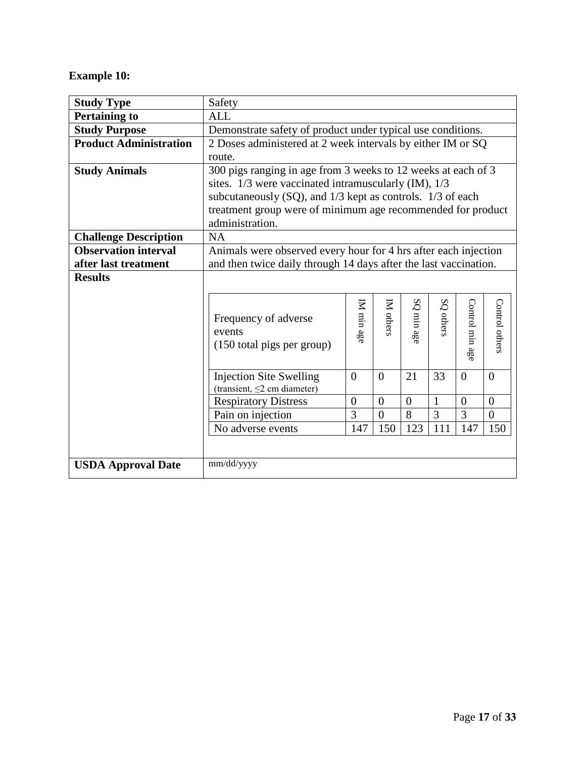**Example 10:**

| **Study Type** | Safety |
|---|---|
| **Pertaining to** | ALL |
| **Study Purpose** | Demonstrate safety of product under typical use conditions. |
| **Product Administration** | 2 Doses administered at 2 week intervals by either IM or SQ route. |
| **Study Animals** | 300 pigs ranging in age from 3 weeks to 12 weeks at each of 3 sites. 1/3 were vaccinated intramuscularly (IM), 1/3 subcutaneously (SQ), and 1/3 kept as controls. 1/3 of each treatment group were of minimum age recommended for product administration. |
| **Challenge Description** | NA |
| **Observation interval after last treatment** | Animals were observed every hour for 4 hrs after each injection and then twice daily through 14 days after the last vaccination. |
| **Results** | (see table below) |
| **USDA Approval Date** | mm/dd/yyyy |

**Results:**

| Frequency of adverse events (150 total pigs per group) | IM min age | IM others | SQ min age | SQ others | Control min age | Control others |
|---|---|---|---|---|---|---|
| Injection Site Swelling (transient, ≤2 cm diameter) | 0 | 0 | 21 | 33 | 0 | 0 |
| Respiratory Distress | 0 | 0 | 0 | 1 | 0 | 0 |
| Pain on injection | 3 | 0 | 8 | 3 | 3 | 0 |
| No adverse events | 147 | 150 | 123 | 111 | 147 | 150 |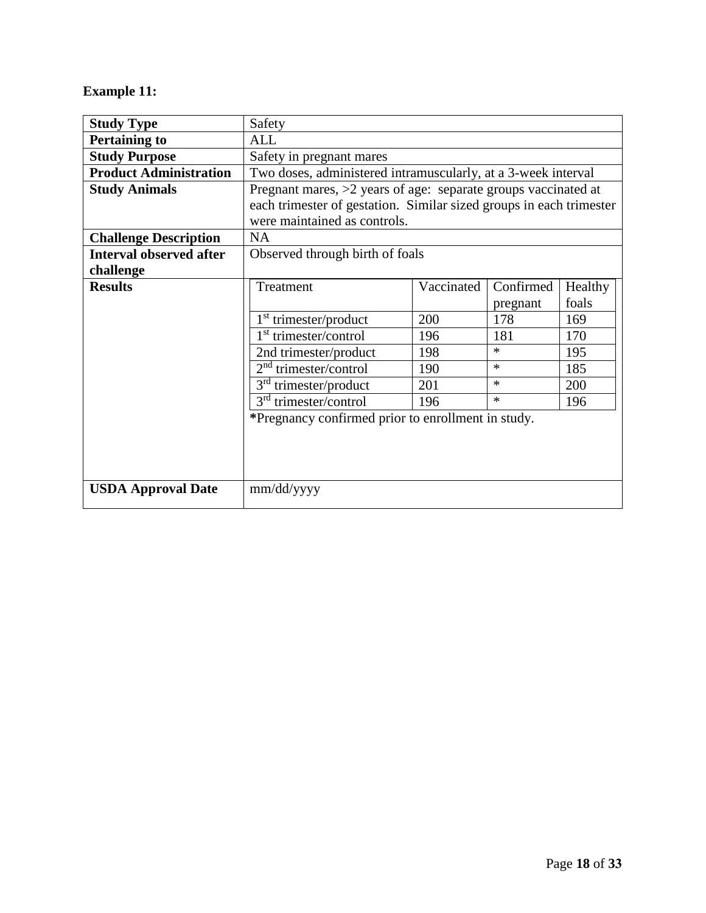**Example 11:**

| **Study Type** | Safety |
|---|---|
| **Pertaining to** | ALL |
| **Study Purpose** | Safety in pregnant mares |
| **Product Administration** | Two doses, administered intramuscularly, at a 3-week interval |
| **Study Animals** | Pregnant mares, >2 years of age: separate groups vaccinated at each trimester of gestation. Similar sized groups in each trimester were maintained as controls. |
| **Challenge Description** | NA |
| **Interval observed after challenge** | Observed through birth of foals |
| **Results** | See table below |
| **USDA Approval Date** | mm/dd/yyyy |

**Results:**

| Treatment | Vaccinated | Confirmed pregnant | Healthy foals |
|---|---|---|---|
| 1st trimester/product | 200 | 178 | 169 |
| 1st trimester/control | 196 | 181 | 170 |
| 2nd trimester/product | 198 | * | 195 |
| 2nd trimester/control | 190 | * | 185 |
| 3rd trimester/product | 201 | * | 200 |
| 3rd trimester/control | 196 | * | 196 |

***Pregnancy confirmed prior to enrollment in study.**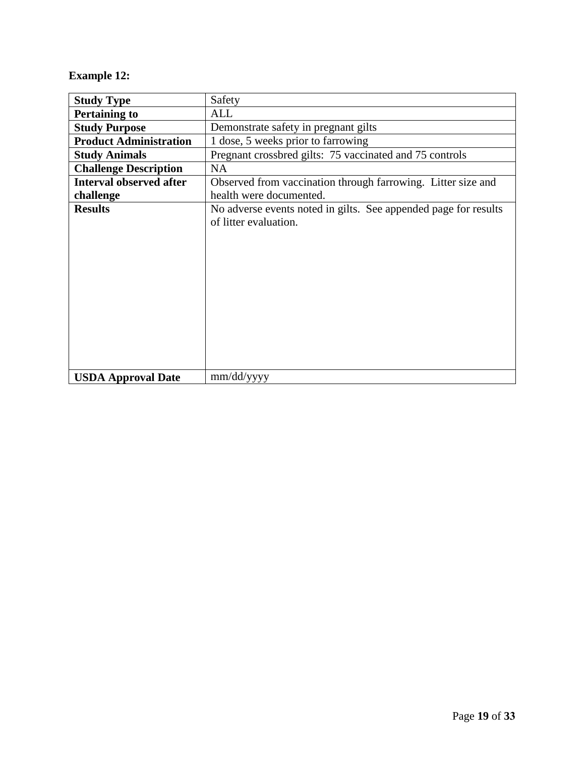**Example 12:**

| **Study Type** | Safety |
|---|---|
| **Pertaining to** | ALL |
| **Study Purpose** | Demonstrate safety in pregnant gilts |
| **Product Administration** | 1 dose, 5 weeks prior to farrowing |
| **Study Animals** | Pregnant crossbred gilts:  75 vaccinated and 75 controls |
| **Challenge Description** | NA |
| **Interval observed after challenge** | Observed from vaccination through farrowing.  Litter size and health were documented. |
| **Results** | No adverse events noted in gilts.  See appended page for results of litter evaluation. |
| **USDA Approval Date** | mm/dd/yyyy |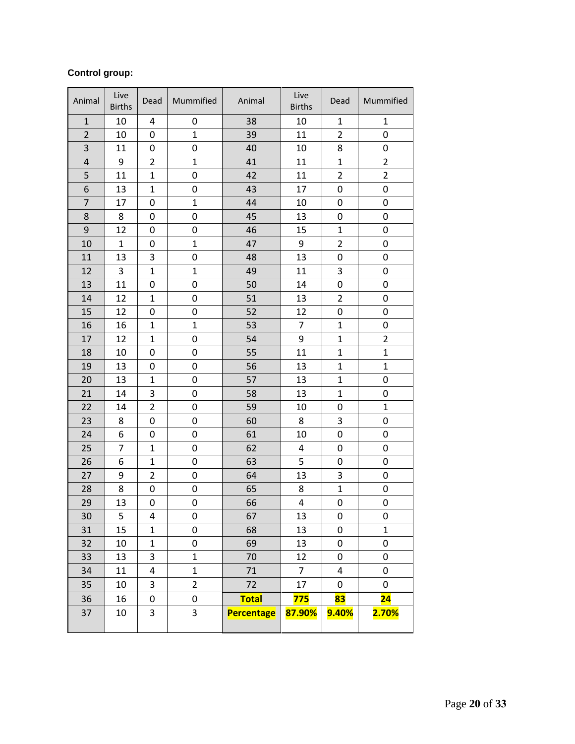**Control group:**

| Animal | Live Births | Dead | Mummified | Animal | Live Births | Dead | Mummified |
|---|---|---|---|---|---|---|---|
| 1 | 10 | 4 | 0 | 38 | 10 | 1 | 1 |
| 2 | 10 | 0 | 1 | 39 | 11 | 2 | 0 |
| 3 | 11 | 0 | 0 | 40 | 10 | 8 | 0 |
| 4 | 9 | 2 | 1 | 41 | 11 | 1 | 2 |
| 5 | 11 | 1 | 0 | 42 | 11 | 2 | 2 |
| 6 | 13 | 1 | 0 | 43 | 17 | 0 | 0 |
| 7 | 17 | 0 | 1 | 44 | 10 | 0 | 0 |
| 8 | 8 | 0 | 0 | 45 | 13 | 0 | 0 |
| 9 | 12 | 0 | 0 | 46 | 15 | 1 | 0 |
| 10 | 1 | 0 | 1 | 47 | 9 | 2 | 0 |
| 11 | 13 | 3 | 0 | 48 | 13 | 0 | 0 |
| 12 | 3 | 1 | 1 | 49 | 11 | 3 | 0 |
| 13 | 11 | 0 | 0 | 50 | 14 | 0 | 0 |
| 14 | 12 | 1 | 0 | 51 | 13 | 2 | 0 |
| 15 | 12 | 0 | 0 | 52 | 12 | 0 | 0 |
| 16 | 16 | 1 | 1 | 53 | 7 | 1 | 0 |
| 17 | 12 | 1 | 0 | 54 | 9 | 1 | 2 |
| 18 | 10 | 0 | 0 | 55 | 11 | 1 | 1 |
| 19 | 13 | 0 | 0 | 56 | 13 | 1 | 1 |
| 20 | 13 | 1 | 0 | 57 | 13 | 1 | 0 |
| 21 | 14 | 3 | 0 | 58 | 13 | 1 | 0 |
| 22 | 14 | 2 | 0 | 59 | 10 | 0 | 1 |
| 23 | 8 | 0 | 0 | 60 | 8 | 3 | 0 |
| 24 | 6 | 0 | 0 | 61 | 10 | 0 | 0 |
| 25 | 7 | 1 | 0 | 62 | 4 | 0 | 0 |
| 26 | 6 | 1 | 0 | 63 | 5 | 0 | 0 |
| 27 | 9 | 2 | 0 | 64 | 13 | 3 | 0 |
| 28 | 8 | 0 | 0 | 65 | 8 | 1 | 0 |
| 29 | 13 | 0 | 0 | 66 | 4 | 0 | 0 |
| 30 | 5 | 4 | 0 | 67 | 13 | 0 | 0 |
| 31 | 15 | 1 | 0 | 68 | 13 | 0 | 1 |
| 32 | 10 | 1 | 0 | 69 | 13 | 0 | 0 |
| 33 | 13 | 3 | 1 | 70 | 12 | 0 | 0 |
| 34 | 11 | 4 | 1 | 71 | 7 | 4 | 0 |
| 35 | 10 | 3 | 2 | 72 | 17 | 0 | 0 |
| 36 | 16 | 0 | 0 | **Total** | **775** | **83** | **24** |
| 37 | 10 | 3 | 3 | **Percentage** | **87.90%** | **9.40%** | **2.70%** |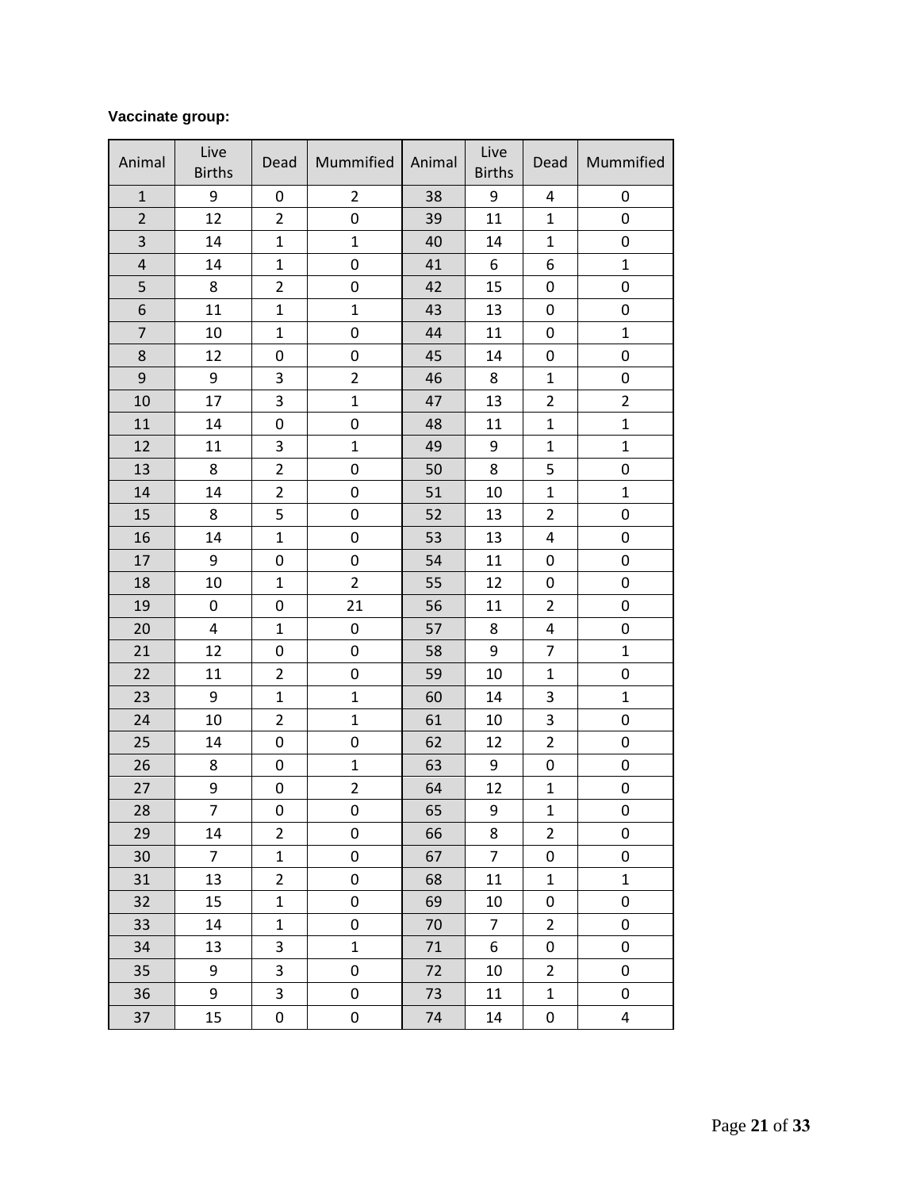**Vaccinate group:**

| Animal | Live Births | Dead | Mummified | Animal | Live Births | Dead | Mummified |
|---|---|---|---|---|---|---|---|
| 1 | 9 | 0 | 2 | 38 | 9 | 4 | 0 |
| 2 | 12 | 2 | 0 | 39 | 11 | 1 | 0 |
| 3 | 14 | 1 | 1 | 40 | 14 | 1 | 0 |
| 4 | 14 | 1 | 0 | 41 | 6 | 6 | 1 |
| 5 | 8 | 2 | 0 | 42 | 15 | 0 | 0 |
| 6 | 11 | 1 | 1 | 43 | 13 | 0 | 0 |
| 7 | 10 | 1 | 0 | 44 | 11 | 0 | 1 |
| 8 | 12 | 0 | 0 | 45 | 14 | 0 | 0 |
| 9 | 9 | 3 | 2 | 46 | 8 | 1 | 0 |
| 10 | 17 | 3 | 1 | 47 | 13 | 2 | 2 |
| 11 | 14 | 0 | 0 | 48 | 11 | 1 | 1 |
| 12 | 11 | 3 | 1 | 49 | 9 | 1 | 1 |
| 13 | 8 | 2 | 0 | 50 | 8 | 5 | 0 |
| 14 | 14 | 2 | 0 | 51 | 10 | 1 | 1 |
| 15 | 8 | 5 | 0 | 52 | 13 | 2 | 0 |
| 16 | 14 | 1 | 0 | 53 | 13 | 4 | 0 |
| 17 | 9 | 0 | 0 | 54 | 11 | 0 | 0 |
| 18 | 10 | 1 | 2 | 55 | 12 | 0 | 0 |
| 19 | 0 | 0 | 21 | 56 | 11 | 2 | 0 |
| 20 | 4 | 1 | 0 | 57 | 8 | 4 | 0 |
| 21 | 12 | 0 | 0 | 58 | 9 | 7 | 1 |
| 22 | 11 | 2 | 0 | 59 | 10 | 1 | 0 |
| 23 | 9 | 1 | 1 | 60 | 14 | 3 | 1 |
| 24 | 10 | 2 | 1 | 61 | 10 | 3 | 0 |
| 25 | 14 | 0 | 0 | 62 | 12 | 2 | 0 |
| 26 | 8 | 0 | 1 | 63 | 9 | 0 | 0 |
| 27 | 9 | 0 | 2 | 64 | 12 | 1 | 0 |
| 28 | 7 | 0 | 0 | 65 | 9 | 1 | 0 |
| 29 | 14 | 2 | 0 | 66 | 8 | 2 | 0 |
| 30 | 7 | 1 | 0 | 67 | 7 | 0 | 0 |
| 31 | 13 | 2 | 0 | 68 | 11 | 1 | 1 |
| 32 | 15 | 1 | 0 | 69 | 10 | 0 | 0 |
| 33 | 14 | 1 | 0 | 70 | 7 | 2 | 0 |
| 34 | 13 | 3 | 1 | 71 | 6 | 0 | 0 |
| 35 | 9 | 3 | 0 | 72 | 10 | 2 | 0 |
| 36 | 9 | 3 | 0 | 73 | 11 | 1 | 0 |
| 37 | 15 | 0 | 0 | 74 | 14 | 0 | 4 |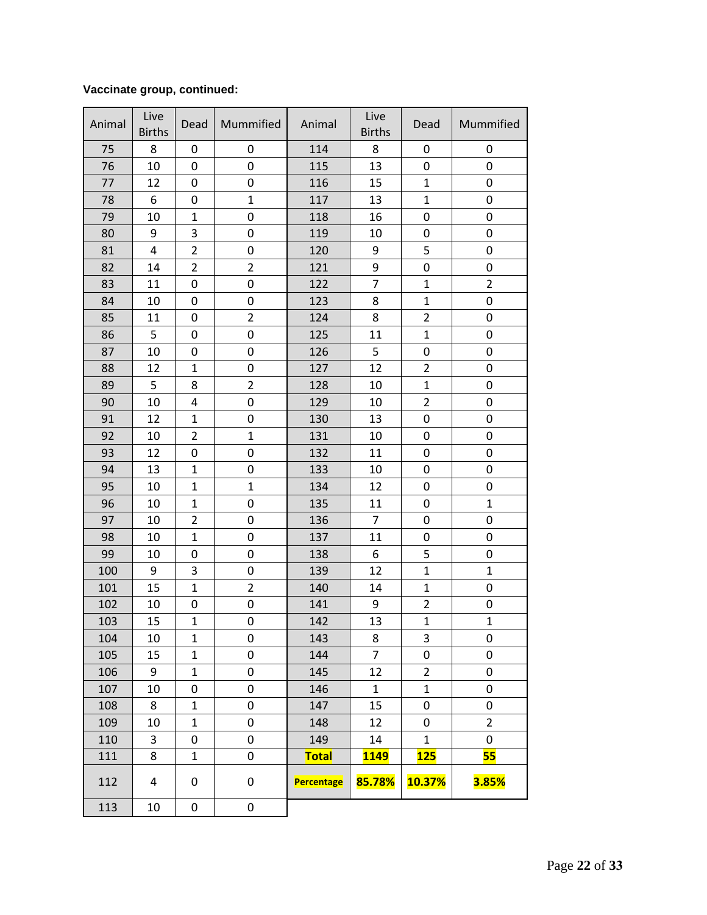**Vaccinate group, continued:**

| Animal | Live Births | Dead | Mummified | Animal | Live Births | Dead | Mummified |
|---|---|---|---|---|---|---|---|
| 75 | 8 | 0 | 0 | 114 | 8 | 0 | 0 |
| 76 | 10 | 0 | 0 | 115 | 13 | 0 | 0 |
| 77 | 12 | 0 | 0 | 116 | 15 | 1 | 0 |
| 78 | 6 | 0 | 1 | 117 | 13 | 1 | 0 |
| 79 | 10 | 1 | 0 | 118 | 16 | 0 | 0 |
| 80 | 9 | 3 | 0 | 119 | 10 | 0 | 0 |
| 81 | 4 | 2 | 0 | 120 | 9 | 5 | 0 |
| 82 | 14 | 2 | 2 | 121 | 9 | 0 | 0 |
| 83 | 11 | 0 | 0 | 122 | 7 | 1 | 2 |
| 84 | 10 | 0 | 0 | 123 | 8 | 1 | 0 |
| 85 | 11 | 0 | 2 | 124 | 8 | 2 | 0 |
| 86 | 5 | 0 | 0 | 125 | 11 | 1 | 0 |
| 87 | 10 | 0 | 0 | 126 | 5 | 0 | 0 |
| 88 | 12 | 1 | 0 | 127 | 12 | 2 | 0 |
| 89 | 5 | 8 | 2 | 128 | 10 | 1 | 0 |
| 90 | 10 | 4 | 0 | 129 | 10 | 2 | 0 |
| 91 | 12 | 1 | 0 | 130 | 13 | 0 | 0 |
| 92 | 10 | 2 | 1 | 131 | 10 | 0 | 0 |
| 93 | 12 | 0 | 0 | 132 | 11 | 0 | 0 |
| 94 | 13 | 1 | 0 | 133 | 10 | 0 | 0 |
| 95 | 10 | 1 | 1 | 134 | 12 | 0 | 0 |
| 96 | 10 | 1 | 0 | 135 | 11 | 0 | 1 |
| 97 | 10 | 2 | 0 | 136 | 7 | 0 | 0 |
| 98 | 10 | 1 | 0 | 137 | 11 | 0 | 0 |
| 99 | 10 | 0 | 0 | 138 | 6 | 5 | 0 |
| 100 | 9 | 3 | 0 | 139 | 12 | 1 | 1 |
| 101 | 15 | 1 | 2 | 140 | 14 | 1 | 0 |
| 102 | 10 | 0 | 0 | 141 | 9 | 2 | 0 |
| 103 | 15 | 1 | 0 | 142 | 13 | 1 | 1 |
| 104 | 10 | 1 | 0 | 143 | 8 | 3 | 0 |
| 105 | 15 | 1 | 0 | 144 | 7 | 0 | 0 |
| 106 | 9 | 1 | 0 | 145 | 12 | 2 | 0 |
| 107 | 10 | 0 | 0 | 146 | 1 | 1 | 0 |
| 108 | 8 | 1 | 0 | 147 | 15 | 0 | 0 |
| 109 | 10 | 1 | 0 | 148 | 12 | 0 | 2 |
| 110 | 3 | 0 | 0 | 149 | 14 | 1 | 0 |
| 111 | 8 | 1 | 0 | **Total** | **1149** | **125** | **55** |
| 112 | 4 | 0 | 0 | **Percentage** | **85.78%** | **10.37%** | **3.85%** |
| 113 | 10 | 0 | 0 | | | | |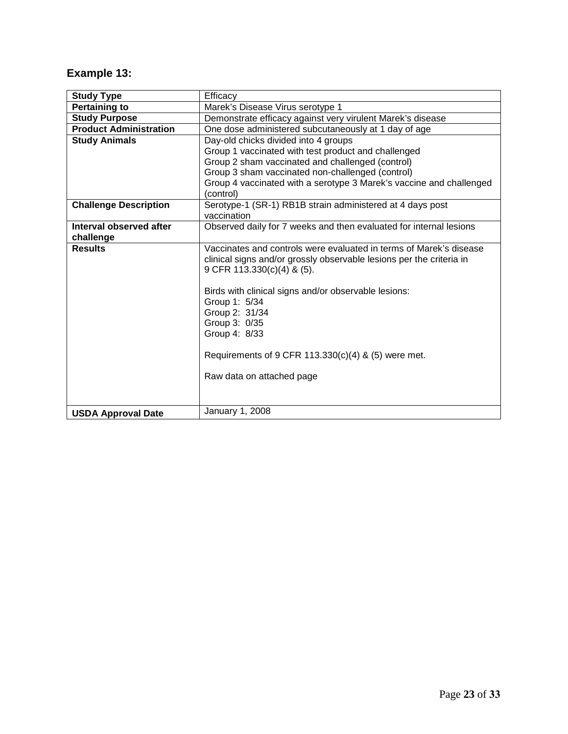## Example 13:

| Study Type | Efficacy |
|---|---|
| Pertaining to | Marek's Disease Virus serotype 1 |
| Study Purpose | Demonstrate efficacy against very virulent Marek's disease |
| Product Administration | One dose administered subcutaneously at 1 day of age |
| Study Animals | Day-old chicks divided into 4 groups<br>Group 1 vaccinated with test product and challenged<br>Group 2 sham vaccinated and challenged (control)<br>Group 3 sham vaccinated non-challenged (control)<br>Group 4 vaccinated with a serotype 3 Marek's vaccine and challenged (control) |
| Challenge Description | Serotype-1 (SR-1) RB1B strain administered at 4 days post vaccination |
| Interval observed after challenge | Observed daily for 7 weeks and then evaluated for internal lesions |
| Results | Vaccinates and controls were evaluated in terms of Marek's disease clinical signs and/or grossly observable lesions per the criteria in 9 CFR 113.330(c)(4) & (5).<br><br>Birds with clinical signs and/or observable lesions:<br>Group 1: 5/34<br>Group 2: 31/34<br>Group 3: 0/35<br>Group 4: 8/33<br><br>Requirements of 9 CFR 113.330(c)(4) & (5) were met.<br><br>Raw data on attached page |
| USDA Approval Date | January 1, 2008 |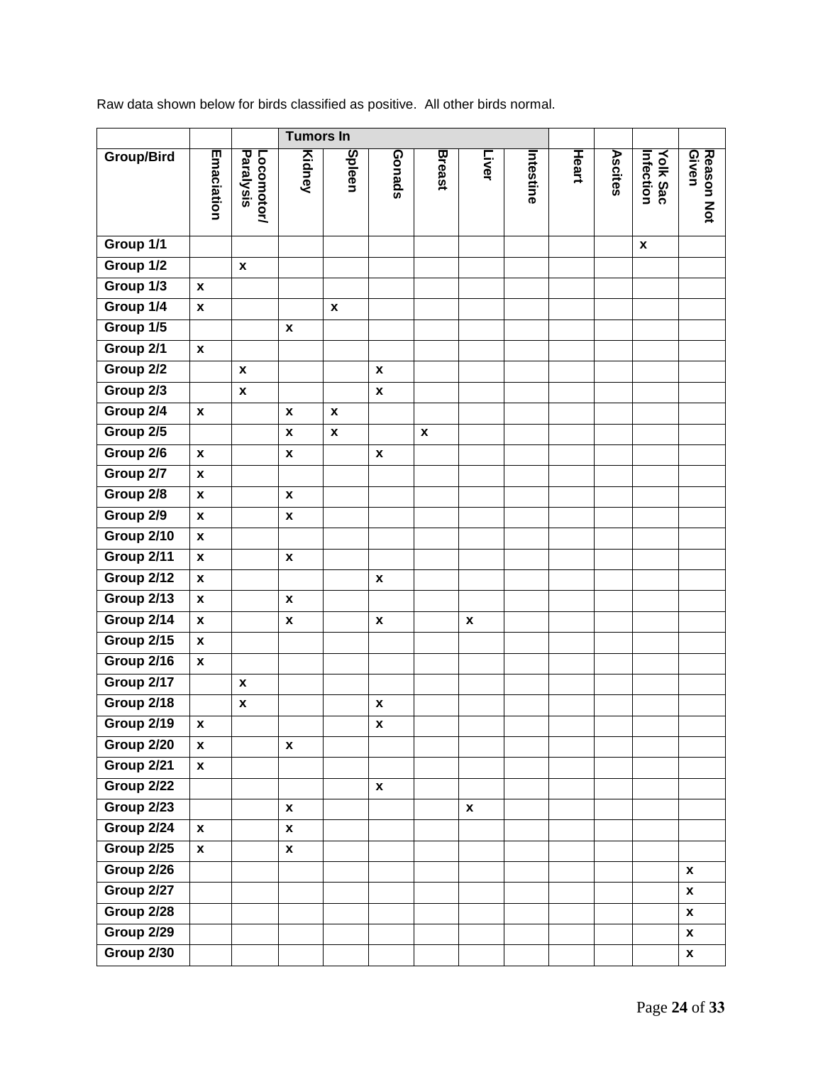Raw data shown below for birds classified as positive. All other birds normal.

| | | | Tumors In | | | | | | | | | |
|---|---|---|---|---|---|---|---|---|---|---|---|---|
| Group/Bird | Emaciation | Locomotor/ Paralysis | Kidney | Spleen | Gonads | Breast | Liver | Intestine | Heart | Ascites | Yolk Sac Infection | Reason Not Given |
| Group 1/1 | | | | | | | | | | | x | |
| Group 1/2 | | x | | | | | | | | | | |
| Group 1/3 | x | | | | | | | | | | | |
| Group 1/4 | x | | | x | | | | | | | | |
| Group 1/5 | | | x | | | | | | | | | |
| Group 2/1 | x | | | | | | | | | | | |
| Group 2/2 | | x | | | x | | | | | | | |
| Group 2/3 | | x | | | x | | | | | | | |
| Group 2/4 | x | | x | x | | | | | | | | |
| Group 2/5 | | | x | x | | x | | | | | | |
| Group 2/6 | x | | x | | x | | | | | | | |
| Group 2/7 | x | | | | | | | | | | | |
| Group 2/8 | x | | x | | | | | | | | | |
| Group 2/9 | x | | x | | | | | | | | | |
| Group 2/10 | x | | | | | | | | | | | |
| Group 2/11 | x | | x | | | | | | | | | |
| Group 2/12 | x | | | | x | | | | | | | |
| Group 2/13 | x | | x | | | | | | | | | |
| Group 2/14 | x | | x | | x | | x | | | | | |
| Group 2/15 | x | | | | | | | | | | | |
| Group 2/16 | x | | | | | | | | | | | |
| Group 2/17 | | x | | | | | | | | | | |
| Group 2/18 | | x | | | x | | | | | | | |
| Group 2/19 | x | | | | x | | | | | | | |
| Group 2/20 | x | | x | | | | | | | | | |
| Group 2/21 | x | | | | | | | | | | | |
| Group 2/22 | | | | | x | | | | | | | |
| Group 2/23 | | | x | | | | x | | | | | |
| Group 2/24 | x | | x | | | | | | | | | |
| Group 2/25 | x | | x | | | | | | | | | |
| Group 2/26 | | | | | | | | | | | | x |
| Group 2/27 | | | | | | | | | | | | x |
| Group 2/28 | | | | | | | | | | | | x |
| Group 2/29 | | | | | | | | | | | | x |
| Group 2/30 | | | | | | | | | | | | x |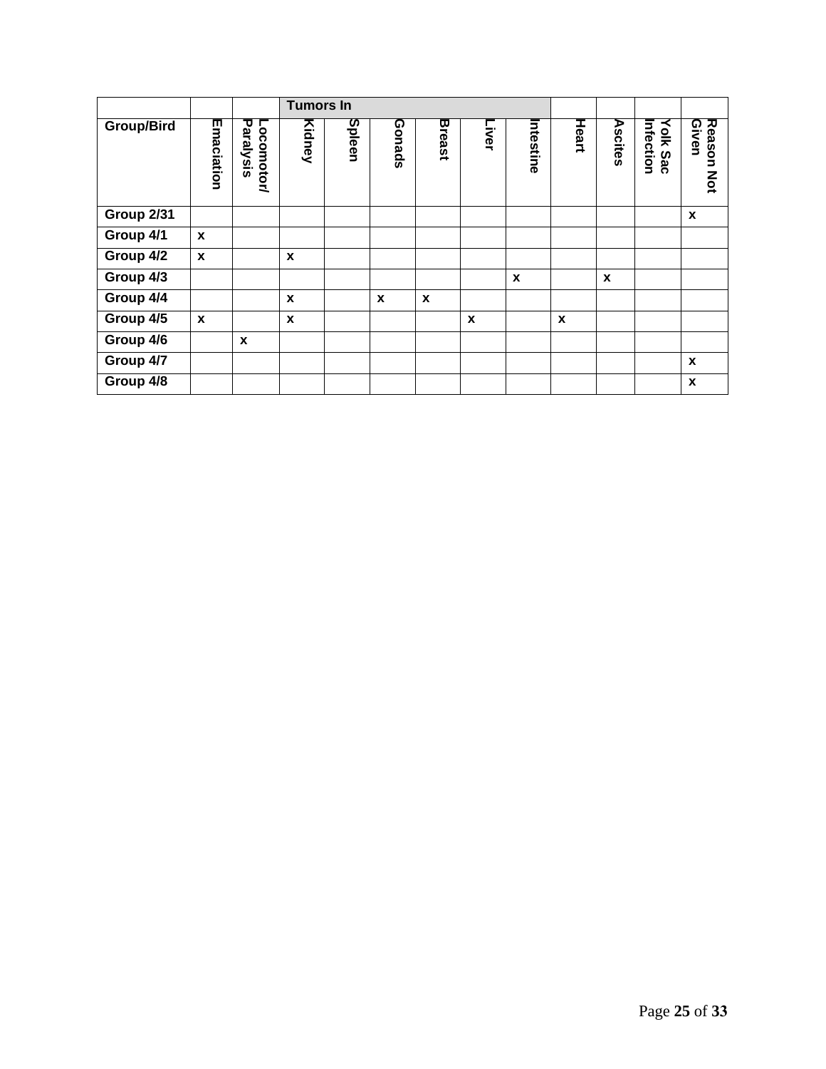| | | | Tumors In | | | | | | | | | | |
|---|---|---|---|---|---|---|---|---|---|---|---|---|---|
| **Group/Bird** | **Emaciation** | **Locomotor/ Paralysis** | **Kidney** | **Spleen** | **Gonads** | **Breast** | **Liver** | **Intestine** | **Heart** | **Ascites** | **Yolk Sac Infection** | **Reason Not Given** |
| **Group 2/31** | | | | | | | | | | | | x |
| **Group 4/1** | x | | | | | | | | | | | |
| **Group 4/2** | x | | x | | | | | | | | | |
| **Group 4/3** | | | | | | | | x | | x | | |
| **Group 4/4** | | | x | | x | x | | | | | | |
| **Group 4/5** | x | | x | | | | x | | x | | | |
| **Group 4/6** | | x | | | | | | | | | | |
| **Group 4/7** | | | | | | | | | | | | x |
| **Group 4/8** | | | | | | | | | | | | x |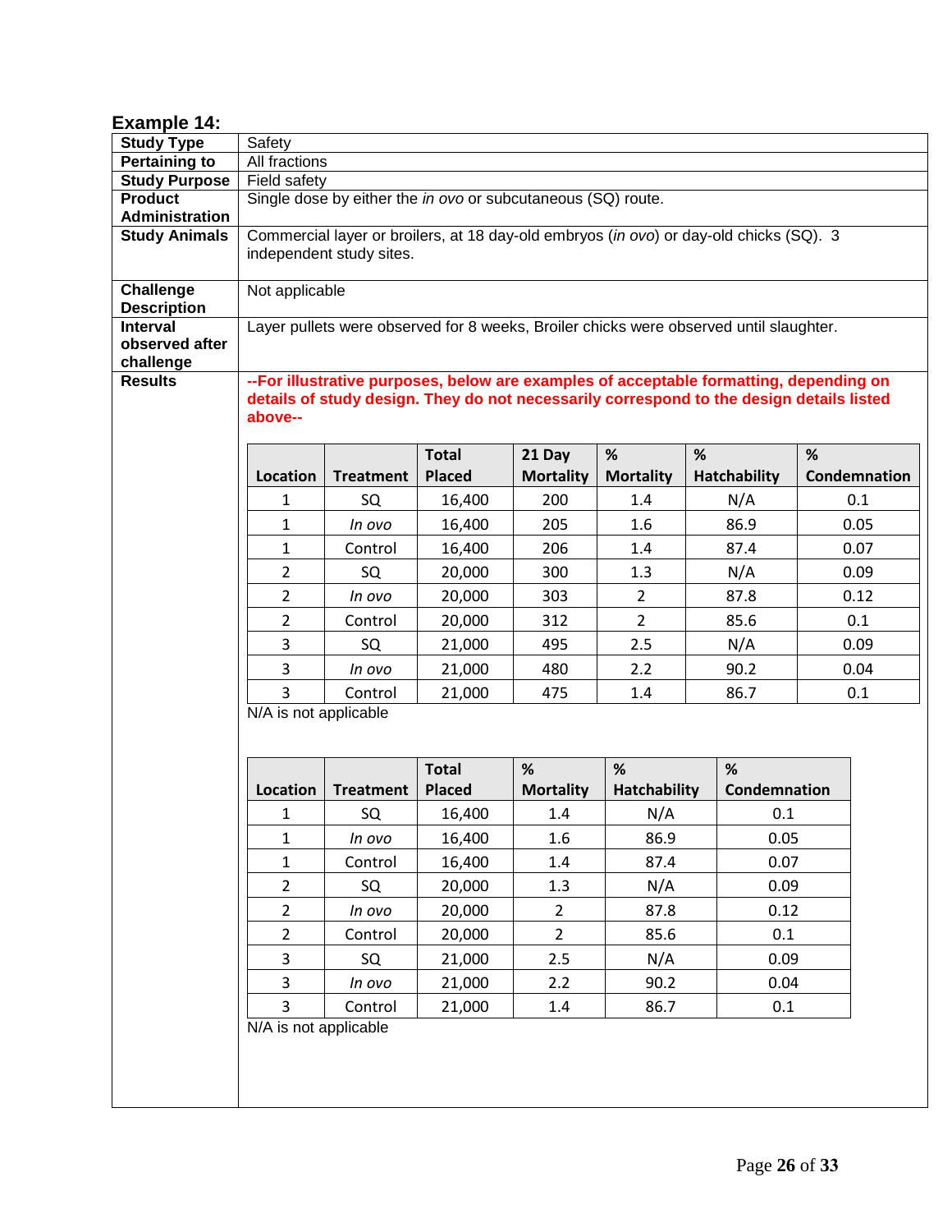**Example 14:**

| | |
|---|---|
| **Study Type** | Safety |
| **Pertaining to** | All fractions |
| **Study Purpose** | Field safety |
| **Product Administration** | Single dose by either the *in ovo* or subcutaneous (SQ) route. |
| **Study Animals** | Commercial layer or broilers, at 18 day-old embryos (*in ovo*) or day-old chicks (SQ). 3 independent study sites. |
| **Challenge Description** | Not applicable |
| **Interval observed after challenge** | Layer pullets were observed for 8 weeks, Broiler chicks were observed until slaughter. |
| **Results** | **--For illustrative purposes, below are examples of acceptable formatting, depending on details of study design. They do not necessarily correspond to the design details listed above--** |

| Location | Treatment | Total Placed | 21 Day Mortality | % Mortality | % Hatchability | % Condemnation |
|---|---|---|---|---|---|---|
| 1 | SQ | 16,400 | 200 | 1.4 | N/A | 0.1 |
| 1 | *In ovo* | 16,400 | 205 | 1.6 | 86.9 | 0.05 |
| 1 | Control | 16,400 | 206 | 1.4 | 87.4 | 0.07 |
| 2 | SQ | 20,000 | 300 | 1.3 | N/A | 0.09 |
| 2 | *In ovo* | 20,000 | 303 | 2 | 87.8 | 0.12 |
| 2 | Control | 20,000 | 312 | 2 | 85.6 | 0.1 |
| 3 | SQ | 21,000 | 495 | 2.5 | N/A | 0.09 |
| 3 | *In ovo* | 21,000 | 480 | 2.2 | 90.2 | 0.04 |
| 3 | Control | 21,000 | 475 | 1.4 | 86.7 | 0.1 |

N/A is not applicable

| Location | Treatment | Total Placed | % Mortality | % Hatchability | % Condemnation |
|---|---|---|---|---|---|
| 1 | SQ | 16,400 | 1.4 | N/A | 0.1 |
| 1 | *In ovo* | 16,400 | 1.6 | 86.9 | 0.05 |
| 1 | Control | 16,400 | 1.4 | 87.4 | 0.07 |
| 2 | SQ | 20,000 | 1.3 | N/A | 0.09 |
| 2 | *In ovo* | 20,000 | 2 | 87.8 | 0.12 |
| 2 | Control | 20,000 | 2 | 85.6 | 0.1 |
| 3 | SQ | 21,000 | 2.5 | N/A | 0.09 |
| 3 | *In ovo* | 21,000 | 2.2 | 90.2 | 0.04 |
| 3 | Control | 21,000 | 1.4 | 86.7 | 0.1 |

N/A is not applicable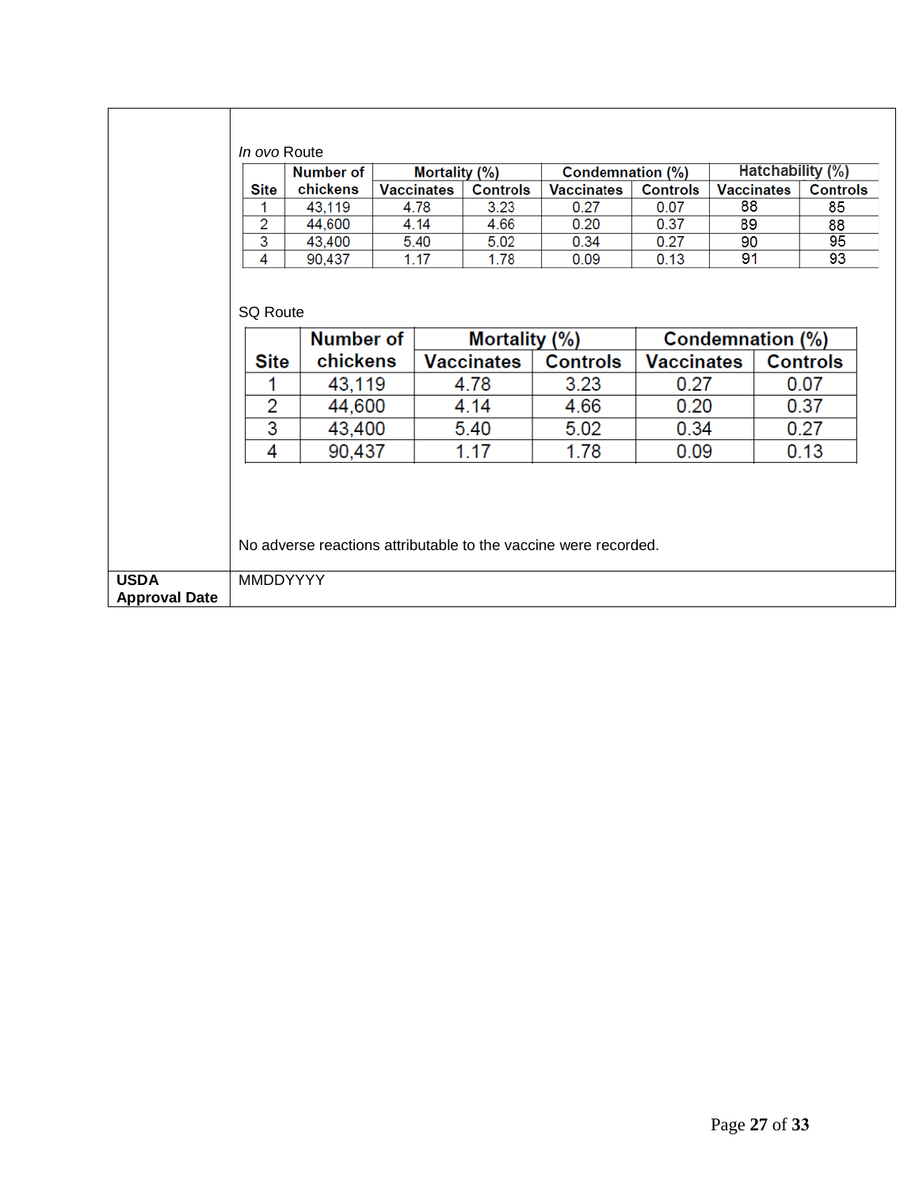| | |
|---|---|
| | *In ovo* Route |

| Site | Number of chickens | Mortality (%) | | Condemnation (%) | | Hatchability (%) | |
|---|---|---|---|---|---|---|---|
| | | Vaccinates | Controls | Vaccinates | Controls | Vaccinates | Controls |
| 1 | 43,119 | 4.78 | 3.23 | 0.27 | 0.07 | 88 | 85 |
| 2 | 44,600 | 4.14 | 4.66 | 0.20 | 0.37 | 89 | 88 |
| 3 | 43,400 | 5.40 | 5.02 | 0.34 | 0.27 | 90 | 95 |
| 4 | 90,437 | 1.17 | 1.78 | 0.09 | 0.13 | 91 | 93 |

SQ Route

| Site | Number of chickens | Mortality (%) | | Condemnation (%) | |
|---|---|---|---|---|---|
| | | Vaccinates | Controls | Vaccinates | Controls |
| 1 | 43,119 | 4.78 | 3.23 | 0.27 | 0.07 |
| 2 | 44,600 | 4.14 | 4.66 | 0.20 | 0.37 |
| 3 | 43,400 | 5.40 | 5.02 | 0.34 | 0.27 |
| 4 | 90,437 | 1.17 | 1.78 | 0.09 | 0.13 |

No adverse reactions attributable to the vaccine were recorded.

| | |
|---|---|
| **USDA Approval Date** | MMDDYYYY |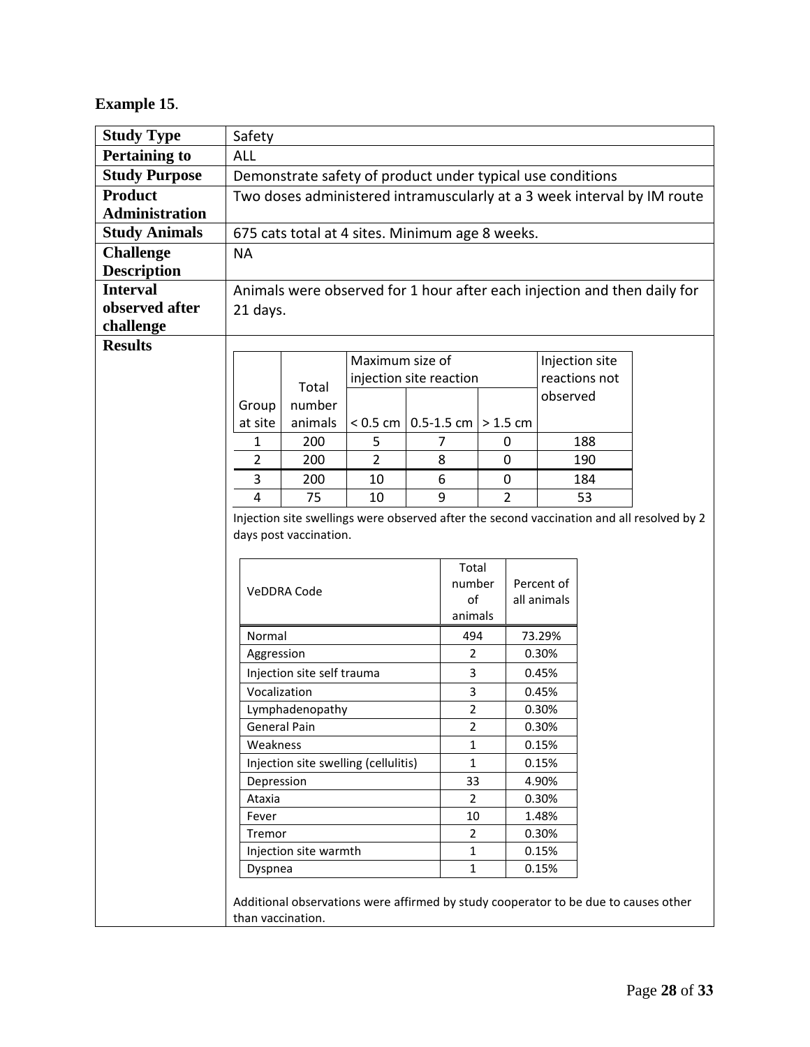**Example 15**.

| **Study Type** | Safety |
|---|---|
| **Pertaining to** | ALL |
| **Study Purpose** | Demonstrate safety of product under typical use conditions |
| **Product Administration** | Two doses administered intramuscularly at a 3 week interval by IM route |
| **Study Animals** | 675 cats total at 4 sites. Minimum age 8 weeks. |
| **Challenge Description** | NA |
| **Interval observed after challenge** | Animals were observed for 1 hour after each injection and then daily for 21 days. |
| **Results** | See tables below |

| Group at site | Total number animals | Maximum size of injection site reaction | | | Injection site reactions not observed |
|---|---|---|---|---|---|
| | | < 0.5 cm | 0.5-1.5 cm | > 1.5 cm | |
| 1 | 200 | 5 | 7 | 0 | 188 |
| 2 | 200 | 2 | 8 | 0 | 190 |
| 3 | 200 | 10 | 6 | 0 | 184 |
| 4 | 75 | 10 | 9 | 2 | 53 |

Injection site swellings were observed after the second vaccination and all resolved by 2 days post vaccination.

| VeDDRA Code | Total number of animals | Percent of all animals |
|---|---|---|
| Normal | 494 | 73.29% |
| Aggression | 2 | 0.30% |
| Injection site self trauma | 3 | 0.45% |
| Vocalization | 3 | 0.45% |
| Lymphadenopathy | 2 | 0.30% |
| General Pain | 2 | 0.30% |
| Weakness | 1 | 0.15% |
| Injection site swelling (cellulitis) | 1 | 0.15% |
| Depression | 33 | 4.90% |
| Ataxia | 2 | 0.30% |
| Fever | 10 | 1.48% |
| Tremor | 2 | 0.30% |
| Injection site warmth | 1 | 0.15% |
| Dyspnea | 1 | 0.15% |

Additional observations were affirmed by study cooperator to be due to causes other than vaccination.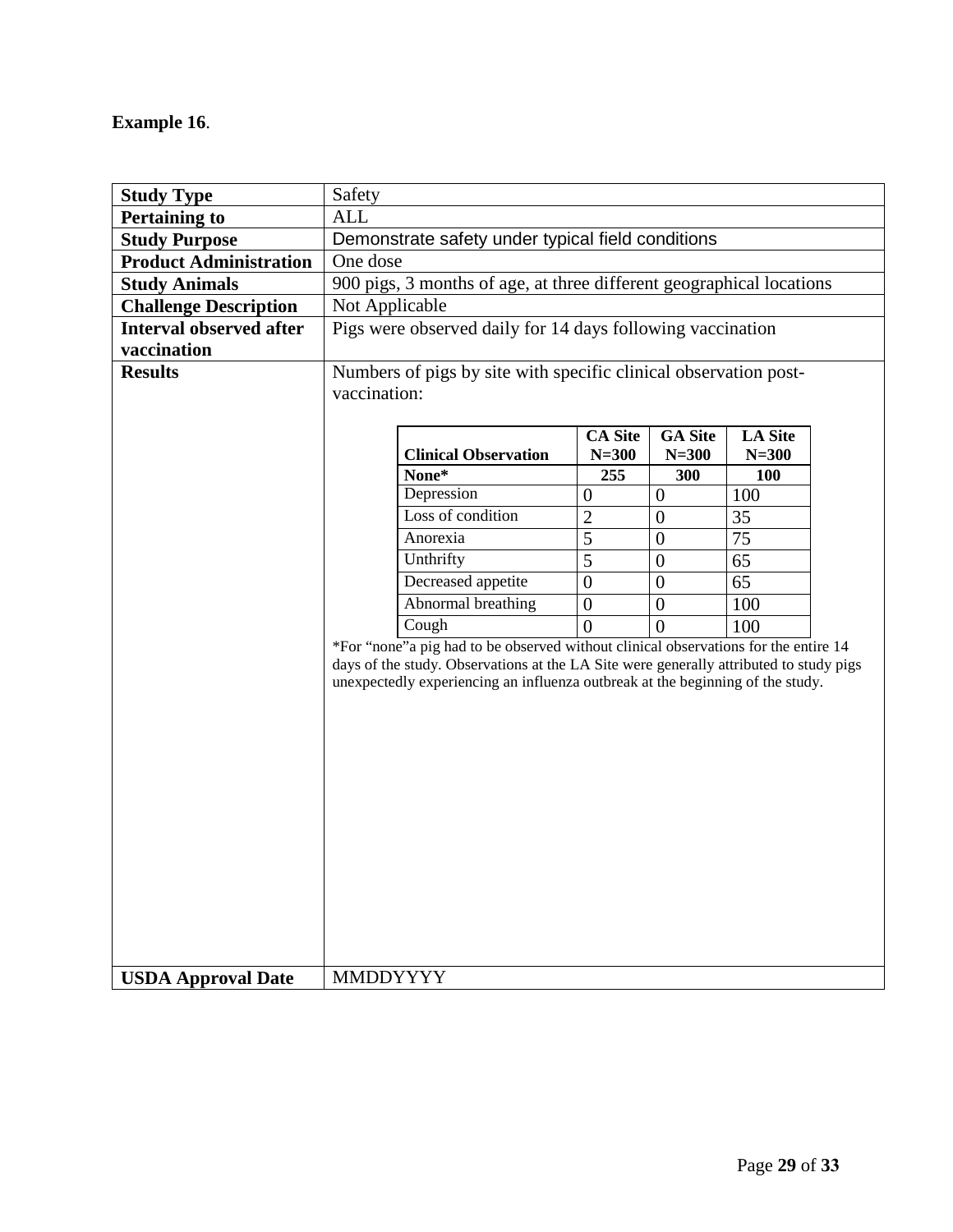**Example 16**.

| **Study Type** | Safety |
|---|---|
| **Pertaining to** | ALL |
| **Study Purpose** | Demonstrate safety under typical field conditions |
| **Product Administration** | One dose |
| **Study Animals** | 900 pigs, 3 months of age, at three different geographical locations |
| **Challenge Description** | Not Applicable |
| **Interval observed after vaccination** | Pigs were observed daily for 14 days following vaccination |
| **Results** | Numbers of pigs by site with specific clinical observation post-vaccination: (see table below) |
| **USDA Approval Date** | MMDDYYYY |

Numbers of pigs by site with specific clinical observation post-vaccination:

| **Clinical Observation** | **CA Site N=300** | **GA Site N=300** | **LA Site N=300** |
|---|---|---|---|
| **None*** | **255** | **300** | **100** |
| Depression | 0 | 0 | 100 |
| Loss of condition | 2 | 0 | 35 |
| Anorexia | 5 | 0 | 75 |
| Unthrifty | 5 | 0 | 65 |
| Decreased appetite | 0 | 0 | 65 |
| Abnormal breathing | 0 | 0 | 100 |
| Cough | 0 | 0 | 100 |

*For "none"a pig had to be observed without clinical observations for the entire 14 days of the study. Observations at the LA Site were generally attributed to study pigs unexpectedly experiencing an influenza outbreak at the beginning of the study.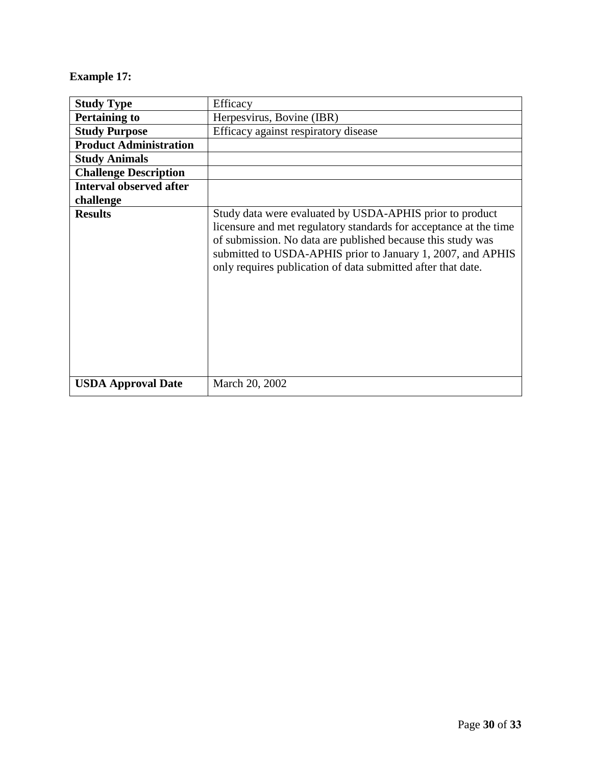**Example 17:**

| **Study Type** | Efficacy |
|---|---|
| **Pertaining to** | Herpesvirus, Bovine (IBR) |
| **Study Purpose** | Efficacy against respiratory disease |
| **Product Administration** | |
| **Study Animals** | |
| **Challenge Description** | |
| **Interval observed after challenge** | |
| **Results** | Study data were evaluated by USDA-APHIS prior to product licensure and met regulatory standards for acceptance at the time of submission. No data are published because this study was submitted to USDA-APHIS prior to January 1, 2007, and APHIS only requires publication of data submitted after that date. |
| **USDA Approval Date** | March 20, 2002 |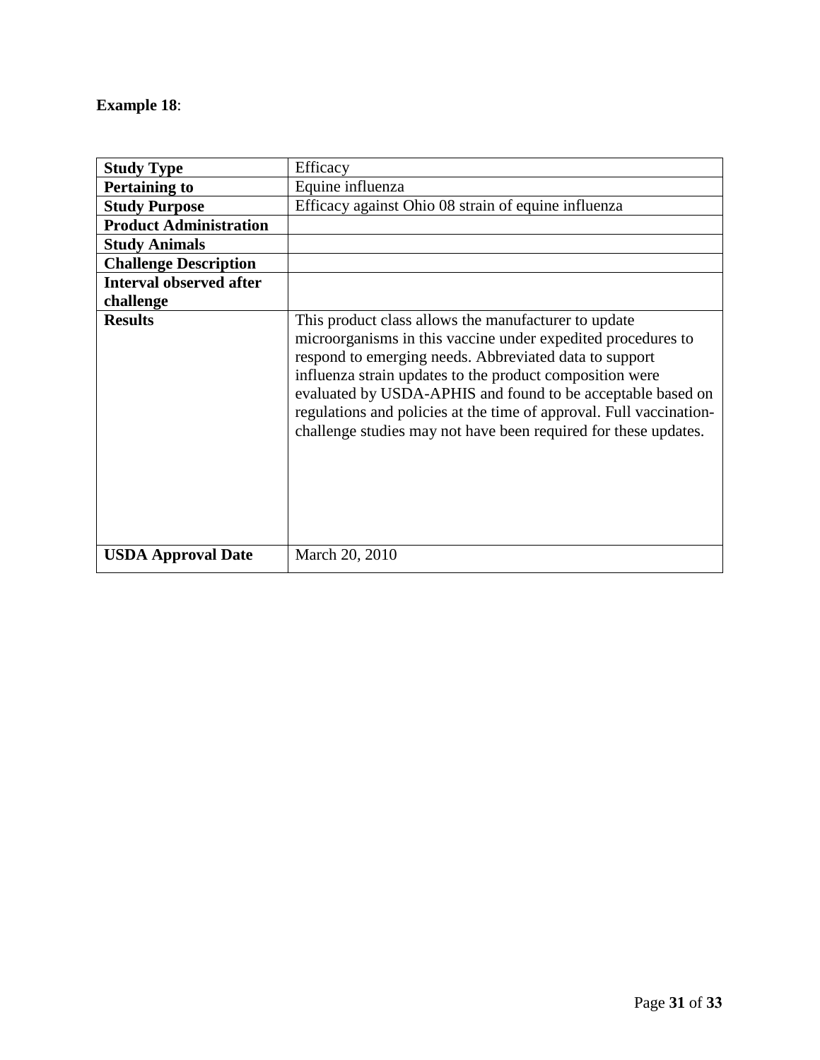**Example 18**:

| **Study Type** | Efficacy |
|---|---|
| **Pertaining to** | Equine influenza |
| **Study Purpose** | Efficacy against Ohio 08 strain of equine influenza |
| **Product Administration** | |
| **Study Animals** | |
| **Challenge Description** | |
| **Interval observed after challenge** | |
| **Results** | This product class allows the manufacturer to update microorganisms in this vaccine under expedited procedures to respond to emerging needs. Abbreviated data to support influenza strain updates to the product composition were evaluated by USDA-APHIS and found to be acceptable based on regulations and policies at the time of approval. Full vaccination-challenge studies may not have been required for these updates. |
| **USDA Approval Date** | March 20, 2010 |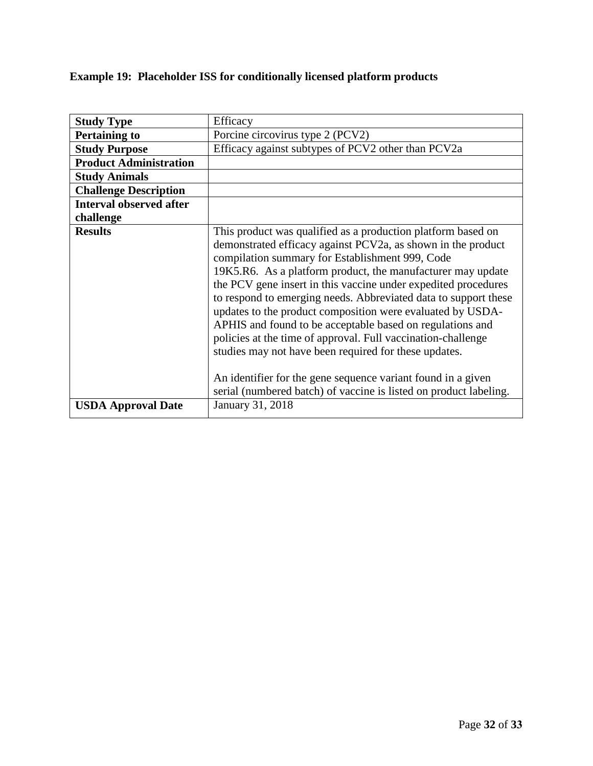**Example 19: Placeholder ISS for conditionally licensed platform products**

| **Study Type** | Efficacy |
|---|---|
| **Pertaining to** | Porcine circovirus type 2 (PCV2) |
| **Study Purpose** | Efficacy against subtypes of PCV2 other than PCV2a |
| **Product Administration** | |
| **Study Animals** | |
| **Challenge Description** | |
| **Interval observed after challenge** | |
| **Results** | This product was qualified as a production platform based on demonstrated efficacy against PCV2a, as shown in the product compilation summary for Establishment 999, Code 19K5.R6. As a platform product, the manufacturer may update the PCV gene insert in this vaccine under expedited procedures to respond to emerging needs. Abbreviated data to support these updates to the product composition were evaluated by USDA-APHIS and found to be acceptable based on regulations and policies at the time of approval. Full vaccination-challenge studies may not have been required for these updates.<br><br>An identifier for the gene sequence variant found in a given serial (numbered batch) of vaccine is listed on product labeling. |
| **USDA Approval Date** | January 31, 2018 |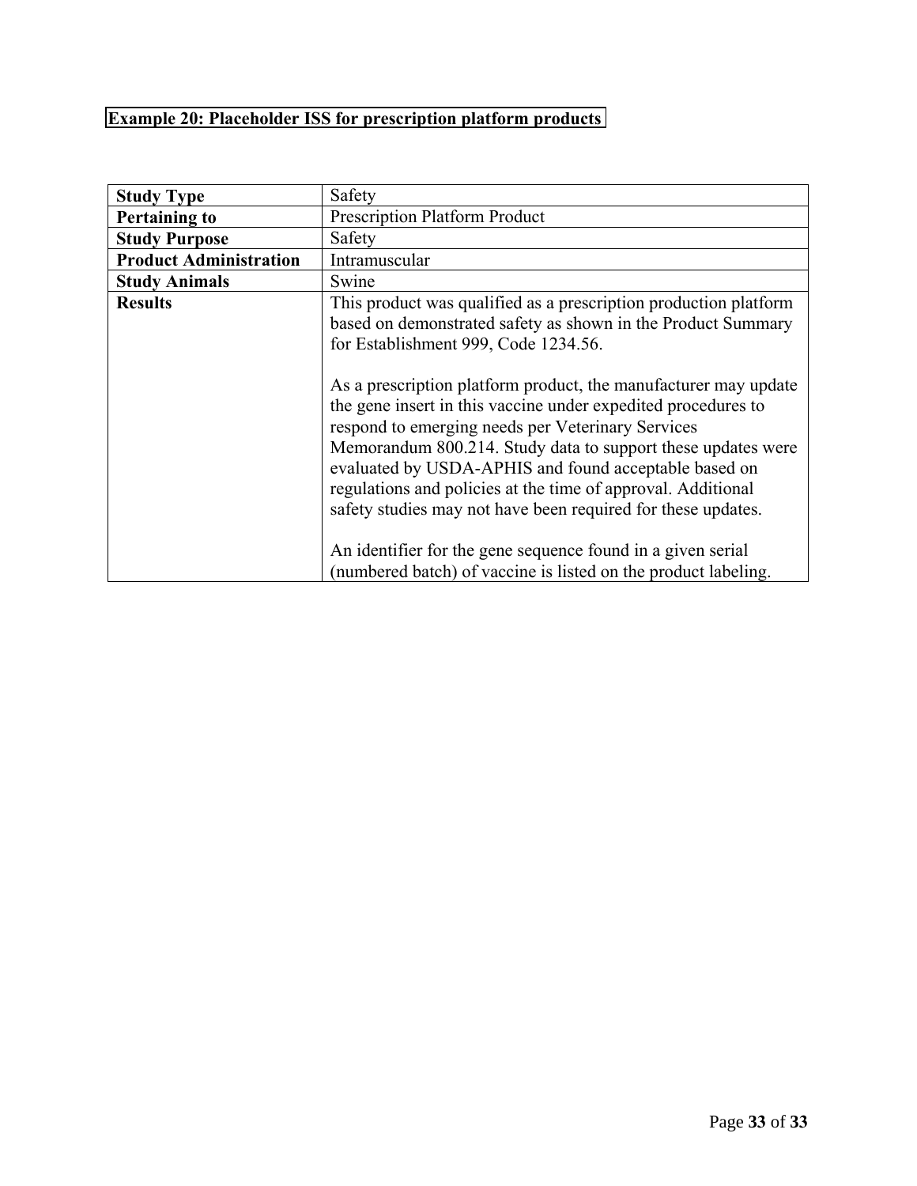**Example 20: Placeholder ISS for prescription platform products**

| | |
|---|---|
| **Study Type** | Safety |
| **Pertaining to** | Prescription Platform Product |
| **Study Purpose** | Safety |
| **Product Administration** | Intramuscular |
| **Study Animals** | Swine |
| **Results** | This product was qualified as a prescription production platform based on demonstrated safety as shown in the Product Summary for Establishment 999, Code 1234.56.<br><br>As a prescription platform product, the manufacturer may update the gene insert in this vaccine under expedited procedures to respond to emerging needs per Veterinary Services Memorandum 800.214. Study data to support these updates were evaluated by USDA-APHIS and found acceptable based on regulations and policies at the time of approval. Additional safety studies may not have been required for these updates.<br><br>An identifier for the gene sequence found in a given serial (numbered batch) of vaccine is listed on the product labeling. |